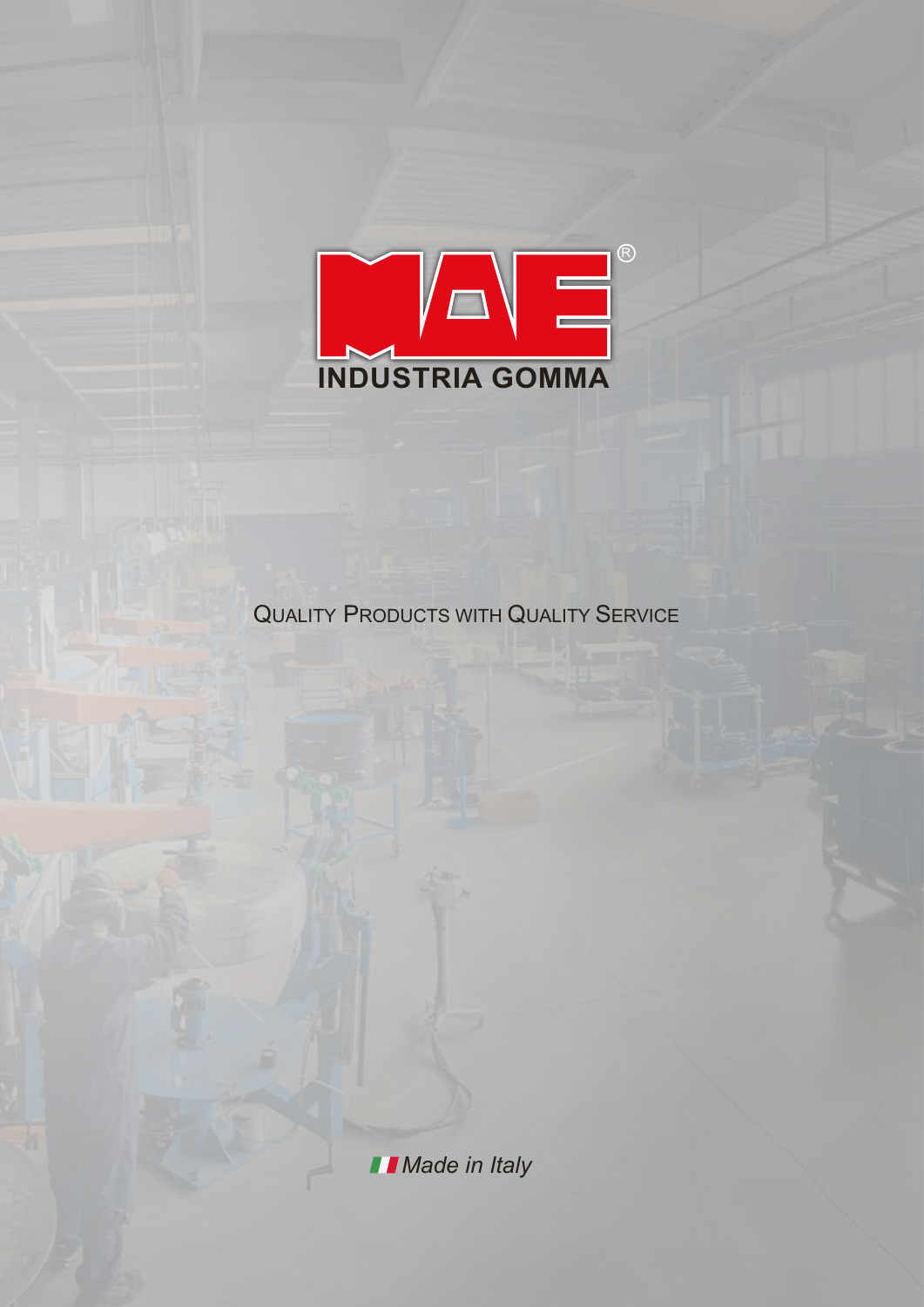MAE®

INDUSTRIA GOMMA

QUALITY PRODUCTS WITH QUALITY SERVICE

*Made in Italy*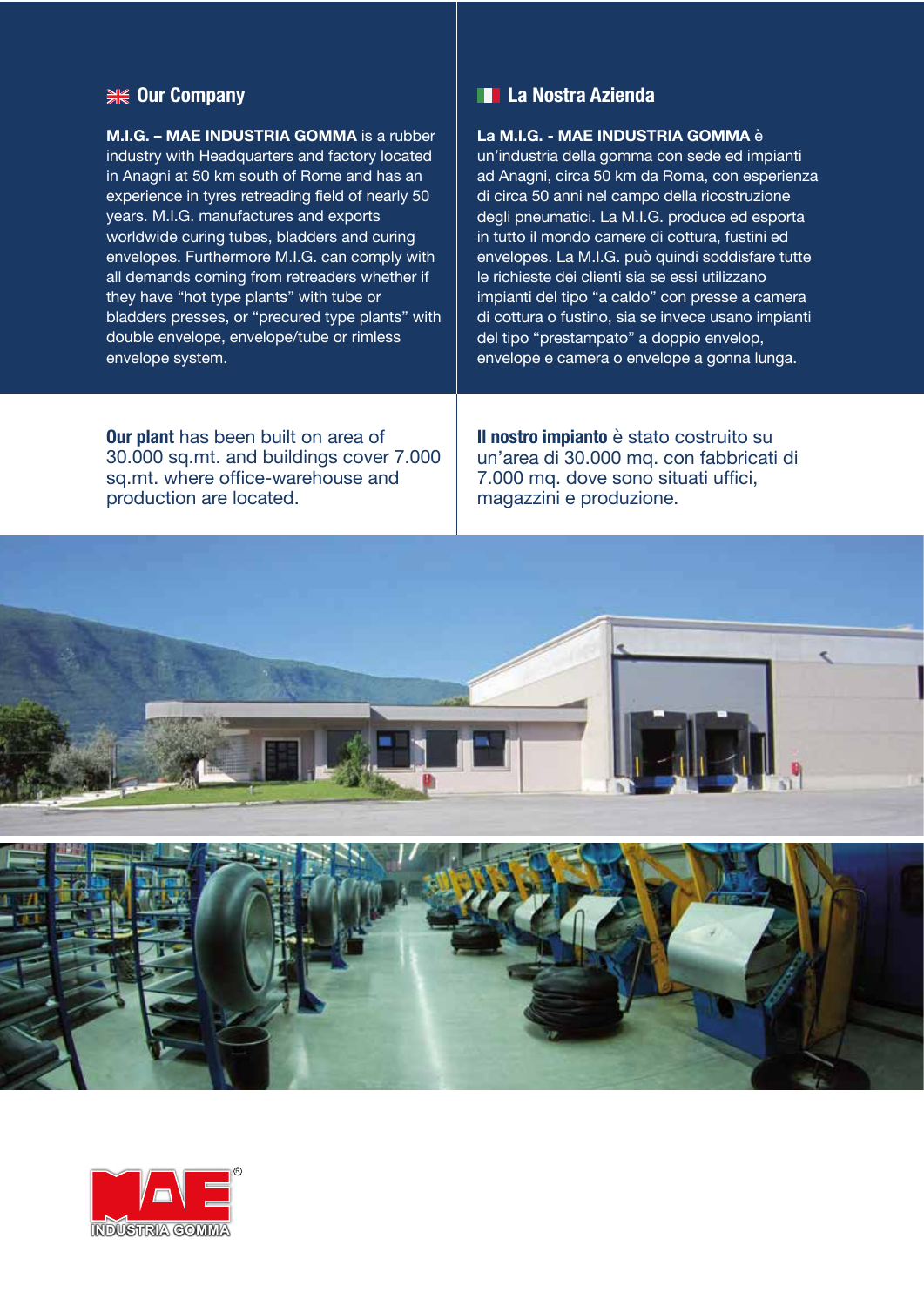## Our Company

**M.I.G. – MAE INDUSTRIA GOMMA** is a rubber industry with Headquarters and factory located in Anagni at 50 km south of Rome and has an experience in tyres retreading field of nearly 50 years. M.I.G. manufactures and exports worldwide curing tubes, bladders and curing envelopes. Furthermore M.I.G. can comply with all demands coming from retreaders whether if they have "hot type plants" with tube or bladders presses, or "precured type plants" with double envelope, envelope/tube or rimless envelope system.

**Our plant** has been built on area of 30.000 sq.mt. and buildings cover 7.000 sq.mt. where office-warehouse and production are located.

## La Nostra Azienda

**La M.I.G. - MAE INDUSTRIA GOMMA** è un'industria della gomma con sede ed impianti ad Anagni, circa 50 km da Roma, con esperienza di circa 50 anni nel campo della ricostruzione degli pneumatici. La M.I.G. produce ed esporta in tutto il mondo camere di cottura, fustini ed envelopes. La M.I.G. può quindi soddisfare tutte le richieste dei clienti sia se essi utilizzano impianti del tipo "a caldo" con presse a camera di cottura o fustino, sia se invece usano impianti del tipo "prestampato" a doppio envelop, envelope e camera o envelope a gonna lunga.

**Il nostro impianto** è stato costruito su un'area di 30.000 mq. con fabbricati di 7.000 mq. dove sono situati uffici, magazzini e produzione.

MAE® INDUSTRIA GOMMA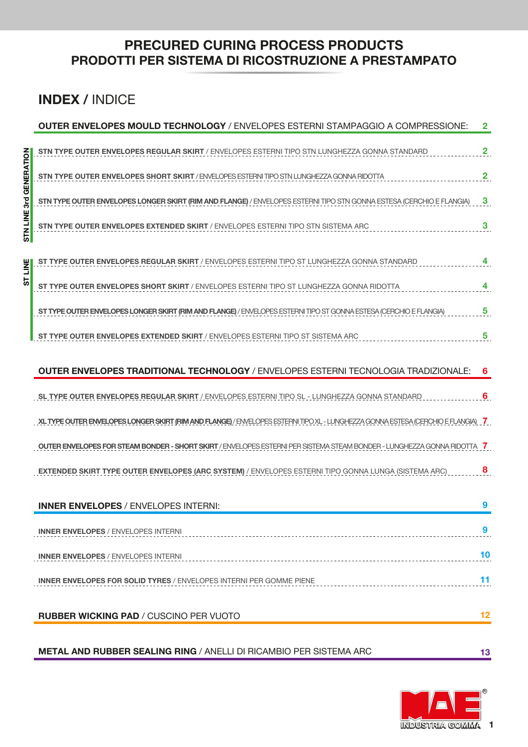# PRECURED CURING PROCESS PRODUCTS
# PRODOTTI PER SISTEMA DI RICOSTRUZIONE A PRESTAMPATO

## INDEX / INDICE

### OUTER ENVELOPES MOULD TECHNOLOGY / ENVELOPES ESTERNI STAMPAGGIO A COMPRESSIONE: 2

**STN LINE 3rd GENERATION**

- **STN TYPE OUTER ENVELOPES REGULAR SKIRT** / ENVELOPES ESTERNI TIPO STN LUNGHEZZA GONNA STANDARD — 2
- **STN TYPE OUTER ENVELOPES SHORT SKIRT** / ENVELOPES ESTERNI TIPO STN LUNGHEZZA GONNA RIDOTTA — 2
- **STN TYPE OUTER ENVELOPES LONGER SKIRT (RIM AND FLANGE)** / ENVELOPES ESTERNI TIPO STN GONNA ESTESA (CERCHIO E FLANGIA) — 3
- **STN TYPE OUTER ENVELOPES EXTENDED SKIRT** / ENVELOPES ESTERNI TIPO STN SISTEMA ARC — 3

**ST LINE**

- **ST TYPE OUTER ENVELOPES REGULAR SKIRT** / ENVELOPES ESTERNI TIPO ST LUNGHEZZA GONNA STANDARD — 4
- **ST TYPE OUTER ENVELOPES SHORT SKIRT** / ENVELOPES ESTERNI TIPO ST LUNGHEZZA GONNA RIDOTTA — 4
- **ST TYPE OUTER ENVELOPES LONGER SKIRT (RIM AND FLANGE)** / ENVELOPES ESTERNI TIPO ST GONNA ESTESA (CERCHIO E FLANGIA) — 5
- **ST TYPE OUTER ENVELOPES EXTENDED SKIRT** / ENVELOPES ESTERNI TIPO ST SISTEMA ARC — 5

### OUTER ENVELOPES TRADITIONAL TECHNOLOGY / ENVELOPES ESTERNI TECNOLOGIA TRADIZIONALE: 6

- **SL TYPE OUTER ENVELOPES REGULAR SKIRT** / ENVELOPES ESTERNI TIPO SL - LUNGHEZZA GONNA STANDARD — 6
- **XL TYPE OUTER ENVELOPES LONGER SKIRT (RIM AND FLANGE)** / ENVELOPES ESTERNI TIPO XL - LUNGHEZZA GONNA ESTESA (CERCHIO E FLANGIA) — 7
- **OUTER ENVELOPES FOR STEAM BONDER - SHORT SKIRT** / ENVELOPES ESTERNI PER SISTEMA STEAM BONDER - LUNGHEZZA GONNA RIDOTTA — 7
- **EXTENDED SKIRT TYPE OUTER ENVELOPES (ARC SYSTEM)** / ENVELOPES ESTERNI TIPO GONNA LUNGA (SISTEMA ARC) — 8

### INNER ENVELOPES / ENVELOPES INTERNI: 9

- **INNER ENVELOPES** / ENVELOPES INTERNI — 9
- **INNER ENVELOPES** / ENVELOPES INTERNI — 10
- **INNER ENVELOPES FOR SOLID TYRES** / ENVELOPES INTERNI PER GOMME PIENE — 11

### RUBBER WICKING PAD / CUSCINO PER VUOTO — 12

### METAL AND RUBBER SEALING RING / ANELLI DI RICAMBIO PER SISTEMA ARC — 13

MAE® INDUSTRIA GOMMA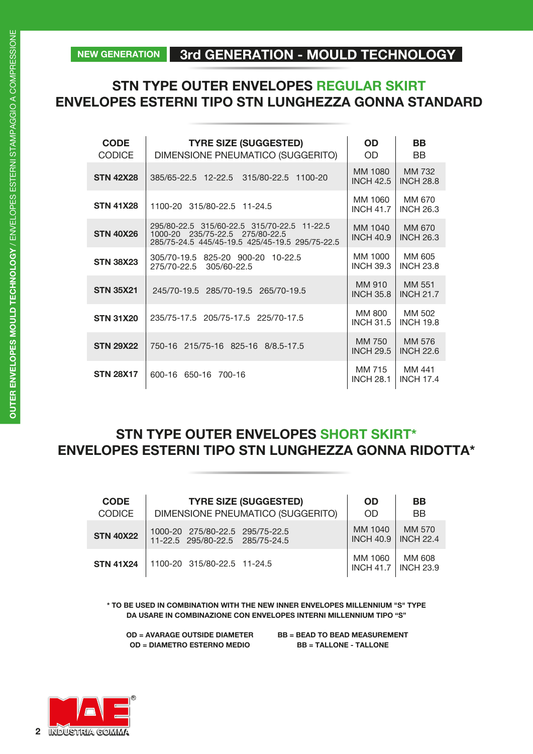NEW GENERATION **3rd GENERATION - MOULD TECHNOLOGY**

## STN TYPE OUTER ENVELOPES REGULAR SKIRT
## ENVELOPES ESTERNI TIPO STN LUNGHEZZA GONNA STANDARD

| CODE<br>CODICE | TYRE SIZE (SUGGESTED)<br>DIMENSIONE PNEUMATICO (SUGGERITO) | OD<br>OD | BB<br>BB |
|---|---|---|---|
| **STN 42X28** | 385/65-22.5 12-22.5 315/80-22.5 1100-20 | MM 1080<br>INCH 42.5 | MM 732<br>INCH 28.8 |
| **STN 41X28** | 1100-20 315/80-22.5 11-24.5 | MM 1060<br>INCH 41.7 | MM 670<br>INCH 26.3 |
| **STN 40X26** | 295/80-22.5 315/60-22.5 315/70-22.5 11-22.5<br>1000-20 235/75-22.5 275/80-22.5<br>285/75-24.5 445/45-19.5 425/45-19.5 295/75-22.5 | MM 1040<br>INCH 40.9 | MM 670<br>INCH 26.3 |
| **STN 38X23** | 305/70-19.5 825-20 900-20 10-22.5<br>275/70-22.5 305/60-22.5 | MM 1000<br>INCH 39.3 | MM 605<br>INCH 23.8 |
| **STN 35X21** | 245/70-19.5 285/70-19.5 265/70-19.5 | MM 910<br>INCH 35.8 | MM 551<br>INCH 21.7 |
| **STN 31X20** | 235/75-17.5 205/75-17.5 225/70-17.5 | MM 800<br>INCH 31.5 | MM 502<br>INCH 19.8 |
| **STN 29X22** | 750-16 215/75-16 825-16 8/8.5-17.5 | MM 750<br>INCH 29.5 | MM 576<br>INCH 22.6 |
| **STN 28X17** | 600-16 650-16 700-16 | MM 715<br>INCH 28.1 | MM 441<br>INCH 17.4 |

## STN TYPE OUTER ENVELOPES SHORT SKIRT*
## ENVELOPES ESTERNI TIPO STN LUNGHEZZA GONNA RIDOTTA*

| CODE<br>CODICE | TYRE SIZE (SUGGESTED)<br>DIMENSIONE PNEUMATICO (SUGGERITO) | OD<br>OD | BB<br>BB |
|---|---|---|---|
| **STN 40X22** | 1000-20 275/80-22.5 295/75-22.5<br>11-22.5 295/80-22.5 285/75-24.5 | MM 1040<br>INCH 40.9 | MM 570<br>INCH 22.4 |
| **STN 41X24** | 1100-20 315/80-22.5 11-24.5 | MM 1060<br>INCH 41.7 | MM 608<br>INCH 23.9 |

**\* TO BE USED IN COMBINATION WITH THE NEW INNER ENVELOPES MILLENNIUM "S" TYPE**
**DA USARE IN COMBINAZIONE CON ENVELOPES INTERNI MILLENNIUM TIPO "S"**

**OD = AVARAGE OUTSIDE DIAMETER**
**OD = DIAMETRO ESTERNO MEDIO**

**BB = BEAD TO BEAD MEASUREMENT**
**BB = TALLONE - TALLONE**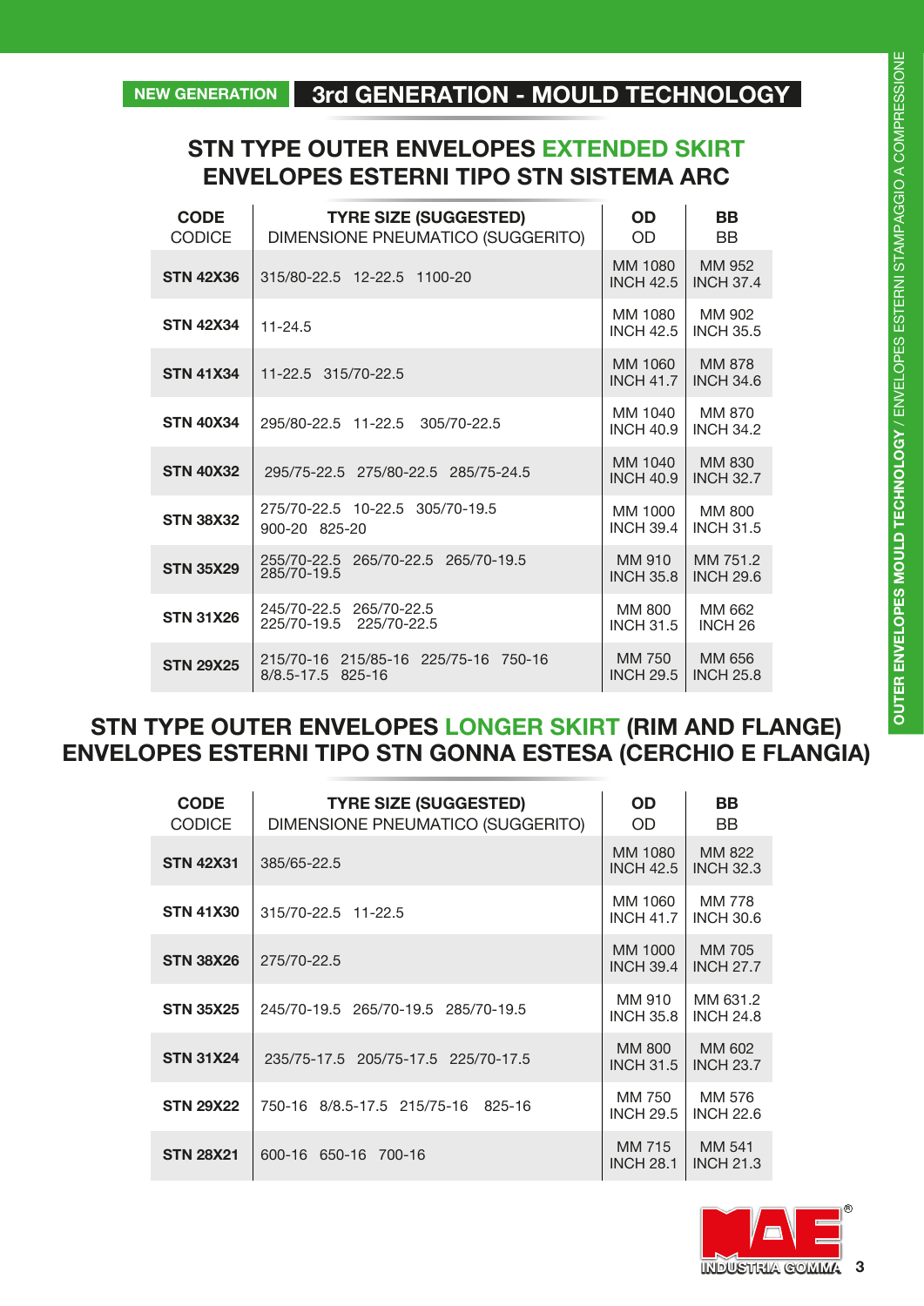NEW GENERATION **3rd GENERATION - MOULD TECHNOLOGY**

## STN TYPE OUTER ENVELOPES EXTENDED SKIRT
## ENVELOPES ESTERNI TIPO STN SISTEMA ARC

| **CODE** CODICE | **TYRE SIZE (SUGGESTED)** DIMENSIONE PNEUMATICO (SUGGERITO) | **OD** OD | **BB** BB |
|---|---|---|---|
| **STN 42X36** | 315/80-22.5 12-22.5 1100-20 | MM 1080 INCH 42.5 | MM 952 INCH 37.4 |
| **STN 42X34** | 11-24.5 | MM 1080 INCH 42.5 | MM 902 INCH 35.5 |
| **STN 41X34** | 11-22.5 315/70-22.5 | MM 1060 INCH 41.7 | MM 878 INCH 34.6 |
| **STN 40X34** | 295/80-22.5 11-22.5 305/70-22.5 | MM 1040 INCH 40.9 | MM 870 INCH 34.2 |
| **STN 40X32** | 295/75-22.5 275/80-22.5 285/75-24.5 | MM 1040 INCH 40.9 | MM 830 INCH 32.7 |
| **STN 38X32** | 275/70-22.5 10-22.5 305/70-19.5 900-20 825-20 | MM 1000 INCH 39.4 | MM 800 INCH 31.5 |
| **STN 35X29** | 255/70-22.5 265/70-22.5 265/70-19.5 285/70-19.5 | MM 910 INCH 35.8 | MM 751.2 INCH 29.6 |
| **STN 31X26** | 245/70-22.5 265/70-22.5 225/70-19.5 225/70-22.5 | MM 800 INCH 31.5 | MM 662 INCH 26 |
| **STN 29X25** | 215/70-16 215/85-16 225/75-16 750-16 8/8.5-17.5 825-16 | MM 750 INCH 29.5 | MM 656 INCH 25.8 |

## STN TYPE OUTER ENVELOPES LONGER SKIRT (RIM AND FLANGE)
## ENVELOPES ESTERNI TIPO STN GONNA ESTESA (CERCHIO E FLANGIA)

| **CODE** CODICE | **TYRE SIZE (SUGGESTED)** DIMENSIONE PNEUMATICO (SUGGERITO) | **OD** OD | **BB** BB |
|---|---|---|---|
| **STN 42X31** | 385/65-22.5 | MM 1080 INCH 42.5 | MM 822 INCH 32.3 |
| **STN 41X30** | 315/70-22.5 11-22.5 | MM 1060 INCH 41.7 | MM 778 INCH 30.6 |
| **STN 38X26** | 275/70-22.5 | MM 1000 INCH 39.4 | MM 705 INCH 27.7 |
| **STN 35X25** | 245/70-19.5 265/70-19.5 285/70-19.5 | MM 910 INCH 35.8 | MM 631.2 INCH 24.8 |
| **STN 31X24** | 235/75-17.5 205/75-17.5 225/70-17.5 | MM 800 INCH 31.5 | MM 602 INCH 23.7 |
| **STN 29X22** | 750-16 8/8.5-17.5 215/75-16 825-16 | MM 750 INCH 29.5 | MM 576 INCH 22.6 |
| **STN 28X21** | 600-16 650-16 700-16 | MM 715 INCH 28.1 | MM 541 INCH 21.3 |

OUTER ENVELOPES MOULD TECHNOLOGY / ENVELOPES ESTERNI STAMPAGGIO A COMPRESSIONE

MAE® INDUSTRIA GOMMA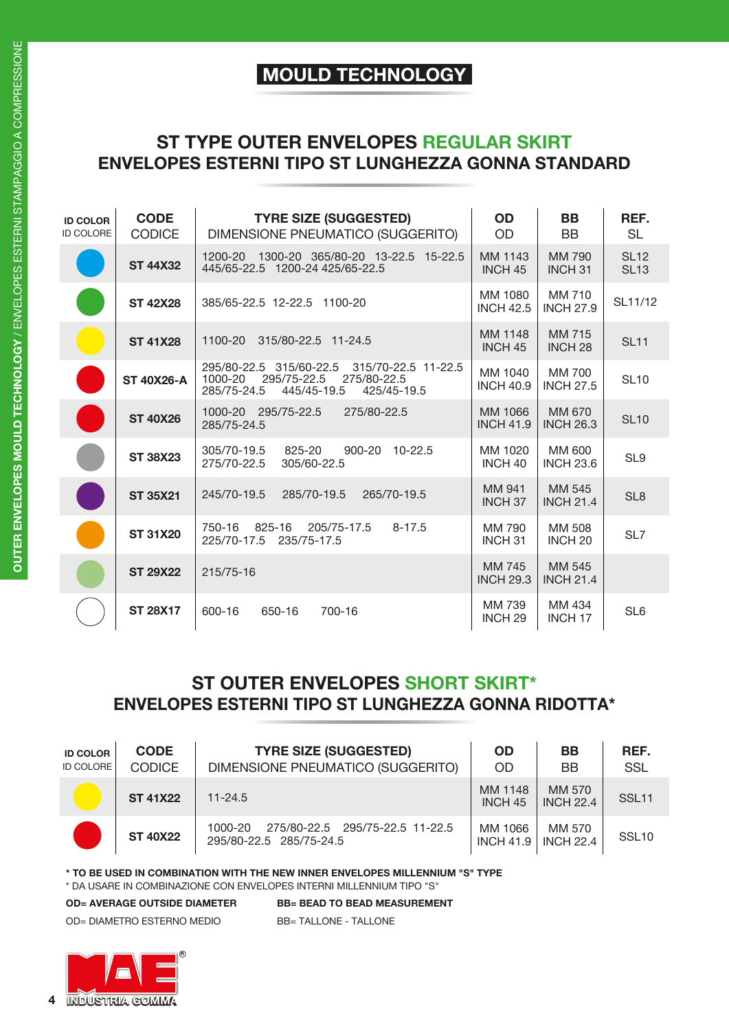# MOULD TECHNOLOGY

## ST TYPE OUTER ENVELOPES REGULAR SKIRT
## ENVELOPES ESTERNI TIPO ST LUNGHEZZA GONNA STANDARD

| ID COLOR<br>ID COLORE | CODE<br>CODICE | TYRE SIZE (SUGGESTED)<br>DIMENSIONE PNEUMATICO (SUGGERITO) | OD<br>OD | BB<br>BB | REF.<br>SL |
|---|---|---|---|---|---|
| Blue | **ST 44X32** | 1200-20 1300-20 365/80-20 13-22.5 15-22.5 445/65-22.5 1200-24 425/65-22.5 | MM 1143<br>INCH 45 | MM 790<br>INCH 31 | SL12<br>SL13 |
| Green | **ST 42X28** | 385/65-22.5 12-22.5 1100-20 | MM 1080<br>INCH 42.5 | MM 710<br>INCH 27.9 | SL11/12 |
| Yellow | **ST 41X28** | 1100-20 315/80-22.5 11-24.5 | MM 1148<br>INCH 45 | MM 715<br>INCH 28 | SL11 |
| Red | **ST 40X26-A** | 295/80-22.5 315/60-22.5 315/70-22.5 11-22.5 1000-20 295/75-22.5 275/80-22.5 285/75-24.5 445/45-19.5 425/45-19.5 | MM 1040<br>INCH 40.9 | MM 700<br>INCH 27.5 | SL10 |
| Red | **ST 40X26** | 1000-20 295/75-22.5 275/80-22.5 285/75-24.5 | MM 1066<br>INCH 41.9 | MM 670<br>INCH 26.3 | SL10 |
| Grey | **ST 38X23** | 305/70-19.5 825-20 900-20 10-22.5 275/70-22.5 305/60-22.5 | MM 1020<br>INCH 40 | MM 600<br>INCH 23.6 | SL9 |
| Purple | **ST 35X21** | 245/70-19.5 285/70-19.5 265/70-19.5 | MM 941<br>INCH 37 | MM 545<br>INCH 21.4 | SL8 |
| Orange | **ST 31X20** | 750-16 825-16 205/75-17.5 8-17.5 225/70-17.5 235/75-17.5 | MM 790<br>INCH 31 | MM 508<br>INCH 20 | SL7 |
| Light green | **ST 29X22** | 215/75-16 | MM 745<br>INCH 29.3 | MM 545<br>INCH 21.4 | |
| White | **ST 28X17** | 600-16 650-16 700-16 | MM 739<br>INCH 29 | MM 434<br>INCH 17 | SL6 |

## ST OUTER ENVELOPES SHORT SKIRT*
## ENVELOPES ESTERNI TIPO ST LUNGHEZZA GONNA RIDOTTA*

| ID COLOR<br>ID COLORE | CODE<br>CODICE | TYRE SIZE (SUGGESTED)<br>DIMENSIONE PNEUMATICO (SUGGERITO) | OD<br>OD | BB<br>BB | REF.<br>SSL |
|---|---|---|---|---|---|
| Yellow | **ST 41X22** | 11-24.5 | MM 1148<br>INCH 45 | MM 570<br>INCH 22.4 | SSL11 |
| Red | **ST 40X22** | 1000-20 275/80-22.5 295/75-22.5 11-22.5 295/80-22.5 285/75-24.5 | MM 1066<br>INCH 41.9 | MM 570<br>INCH 22.4 | SSL10 |

**\* TO BE USED IN COMBINATION WITH THE NEW INNER ENVELOPES MILLENNIUM "S" TYPE**
\* DA USARE IN COMBINAZIONE CON ENVELOPES INTERNI MILLENNIUM TIPO "S"

**OD= AVERAGE OUTSIDE DIAMETER** | **BB= BEAD TO BEAD MEASUREMENT**
OD= DIAMETRO ESTERNO MEDIO | BB= TALLONE - TALLONE

MAE INDUSTRIA GOMMA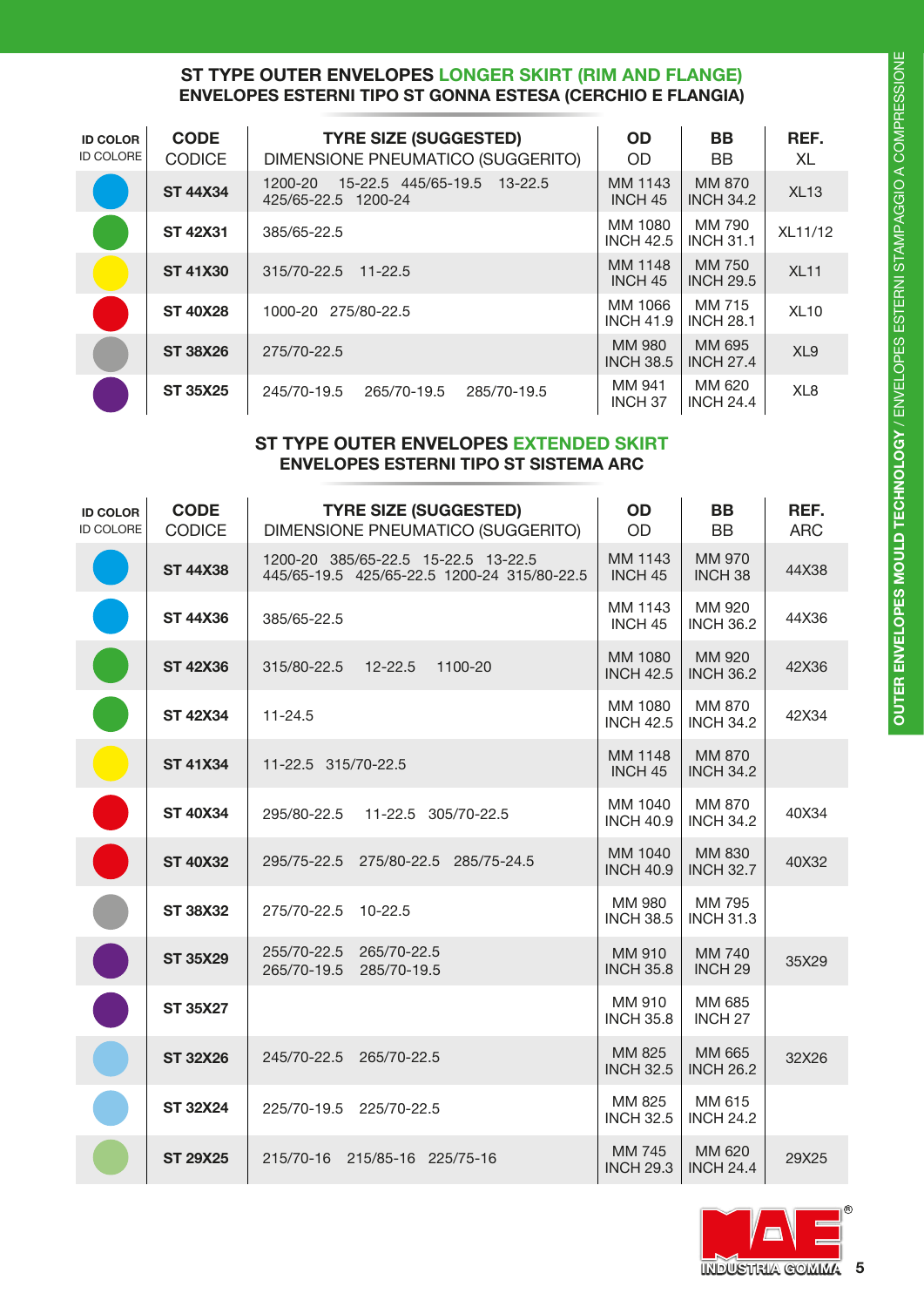## ST TYPE OUTER ENVELOPES LONGER SKIRT (RIM AND FLANGE)
### ENVELOPES ESTERNI TIPO ST GONNA ESTESA (CERCHIO E FLANGIA)

| ID COLOR / ID COLORE | CODE / CODICE | TYRE SIZE (SUGGESTED) / DIMENSIONE PNEUMATICO (SUGGERITO) | OD / OD | BB / BB | REF. / XL |
|---|---|---|---|---|---|
| Blue | **ST 44X34** | 1200-20 15-22.5 445/65-19.5 13-22.5 425/65-22.5 1200-24 | MM 1143 INCH 45 | MM 870 INCH 34.2 | XL13 |
| Green | **ST 42X31** | 385/65-22.5 | MM 1080 INCH 42.5 | MM 790 INCH 31.1 | XL11/12 |
| Yellow | **ST 41X30** | 315/70-22.5 11-22.5 | MM 1148 INCH 45 | MM 750 INCH 29.5 | XL11 |
| Red | **ST 40X28** | 1000-20 275/80-22.5 | MM 1066 INCH 41.9 | MM 715 INCH 28.1 | XL10 |
| Grey | **ST 38X26** | 275/70-22.5 | MM 980 INCH 38.5 | MM 695 INCH 27.4 | XL9 |
| Purple | **ST 35X25** | 245/70-19.5 265/70-19.5 285/70-19.5 | MM 941 INCH 37 | MM 620 INCH 24.4 | XL8 |

## ST TYPE OUTER ENVELOPES EXTENDED SKIRT
### ENVELOPES ESTERNI TIPO ST SISTEMA ARC

| ID COLOR / ID COLORE | CODE / CODICE | TYRE SIZE (SUGGESTED) / DIMENSIONE PNEUMATICO (SUGGERITO) | OD / OD | BB / BB | REF. / ARC |
|---|---|---|---|---|---|
| Blue | **ST 44X38** | 1200-20 385/65-22.5 15-22.5 13-22.5 445/65-19.5 425/65-22.5 1200-24 315/80-22.5 | MM 1143 INCH 45 | MM 970 INCH 38 | 44X38 |
| Blue | **ST 44X36** | 385/65-22.5 | MM 1143 INCH 45 | MM 920 INCH 36.2 | 44X36 |
| Green | **ST 42X36** | 315/80-22.5 12-22.5 1100-20 | MM 1080 INCH 42.5 | MM 920 INCH 36.2 | 42X36 |
| Green | **ST 42X34** | 11-24.5 | MM 1080 INCH 42.5 | MM 870 INCH 34.2 | 42X34 |
| Yellow | **ST 41X34** | 11-22.5 315/70-22.5 | MM 1148 INCH 45 | MM 870 INCH 34.2 | |
| Red | **ST 40X34** | 295/80-22.5 11-22.5 305/70-22.5 | MM 1040 INCH 40.9 | MM 870 INCH 34.2 | 40X34 |
| Red | **ST 40X32** | 295/75-22.5 275/80-22.5 285/75-24.5 | MM 1040 INCH 40.9 | MM 830 INCH 32.7 | 40X32 |
| Grey | **ST 38X32** | 275/70-22.5 10-22.5 | MM 980 INCH 38.5 | MM 795 INCH 31.3 | |
| Purple | **ST 35X29** | 255/70-22.5 265/70-22.5 265/70-19.5 285/70-19.5 | MM 910 INCH 35.8 | MM 740 INCH 29 | 35X29 |
| Purple | **ST 35X27** | | MM 910 INCH 35.8 | MM 685 INCH 27 | |
| Light blue | **ST 32X26** | 245/70-22.5 265/70-22.5 | MM 825 INCH 32.5 | MM 665 INCH 26.2 | 32X26 |
| Light blue | **ST 32X24** | 225/70-19.5 225/70-22.5 | MM 825 INCH 32.5 | MM 615 INCH 24.2 | |
| Light green | **ST 29X25** | 215/70-16 215/85-16 225/75-16 | MM 745 INCH 29.3 | MM 620 INCH 24.4 | 29X25 |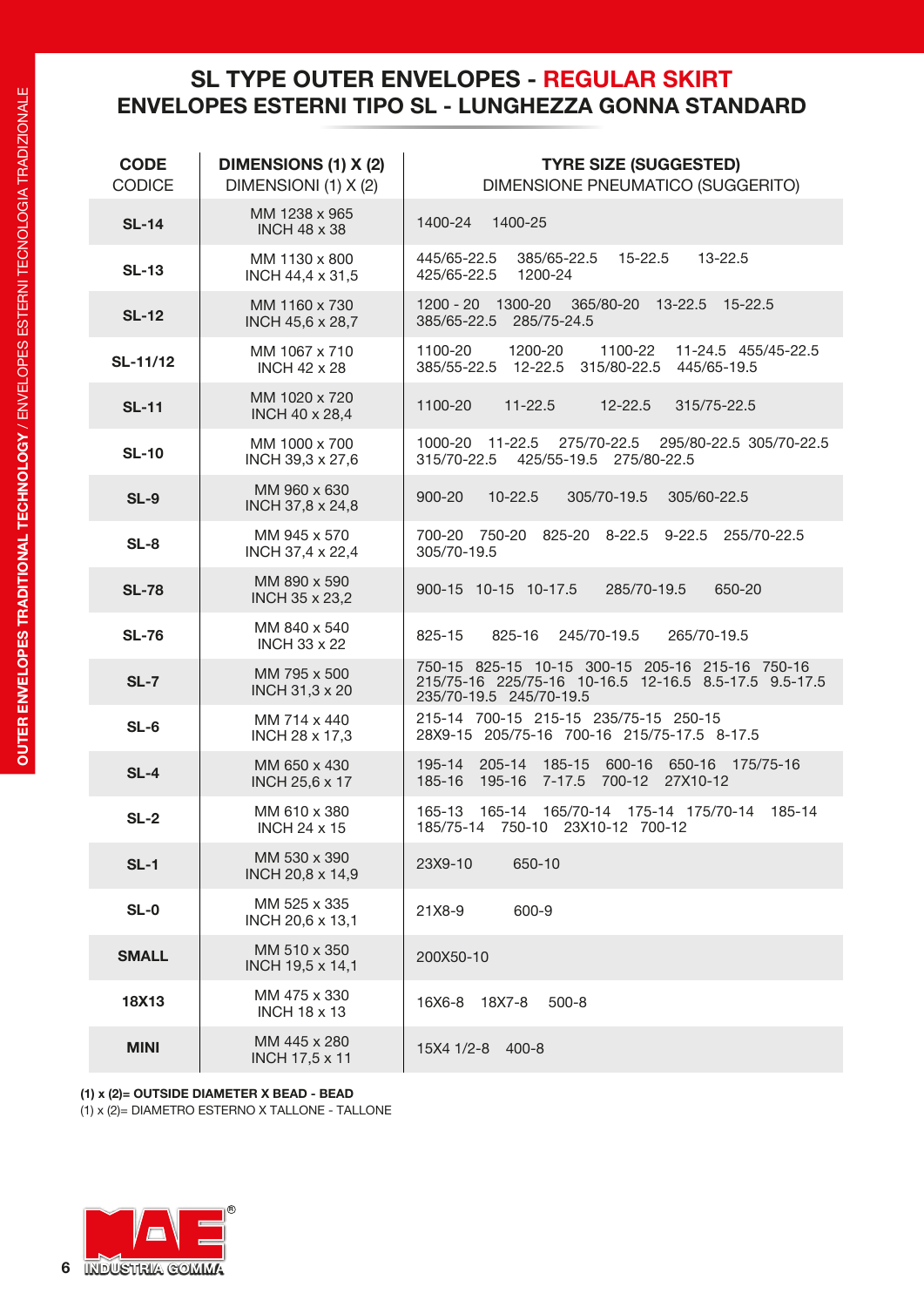# SL TYPE OUTER ENVELOPES - REGULAR SKIRT
## ENVELOPES ESTERNI TIPO SL - LUNGHEZZA GONNA STANDARD

| CODE<br>CODICE | DIMENSIONS (1) X (2)<br>DIMENSIONI (1) X (2) | TYRE SIZE (SUGGESTED)<br>DIMENSIONE PNEUMATICO (SUGGERITO) |
|---|---|---|
| **SL-14** | MM 1238 x 965<br>INCH 48 x 38 | 1400-24 1400-25 |
| **SL-13** | MM 1130 x 800<br>INCH 44,4 x 31,5 | 445/65-22.5 385/65-22.5 15-22.5 13-22.5<br>425/65-22.5 1200-24 |
| **SL-12** | MM 1160 x 730<br>INCH 45,6 x 28,7 | 1200 - 20 1300-20 365/80-20 13-22.5 15-22.5<br>385/65-22.5 285/75-24.5 |
| **SL-11/12** | MM 1067 x 710<br>INCH 42 x 28 | 1100-20 1200-20 1100-22 11-24.5 455/45-22.5<br>385/55-22.5 12-22.5 315/80-22.5 445/65-19.5 |
| **SL-11** | MM 1020 x 720<br>INCH 40 x 28,4 | 1100-20 11-22.5 12-22.5 315/75-22.5 |
| **SL-10** | MM 1000 x 700<br>INCH 39,3 x 27,6 | 1000-20 11-22.5 275/70-22.5 295/80-22.5 305/70-22.5<br>315/70-22.5 425/55-19.5 275/80-22.5 |
| **SL-9** | MM 960 x 630<br>INCH 37,8 x 24,8 | 900-20 10-22.5 305/70-19.5 305/60-22.5 |
| **SL-8** | MM 945 x 570<br>INCH 37,4 x 22,4 | 700-20 750-20 825-20 8-22.5 9-22.5 255/70-22.5<br>305/70-19.5 |
| **SL-78** | MM 890 x 590<br>INCH 35 x 23,2 | 900-15 10-15 10-17.5 285/70-19.5 650-20 |
| **SL-76** | MM 840 x 540<br>INCH 33 x 22 | 825-15 825-16 245/70-19.5 265/70-19.5 |
| **SL-7** | MM 795 x 500<br>INCH 31,3 x 20 | 750-15 825-15 10-15 300-15 205-16 215-16 750-16<br>215/75-16 225/75-16 10-16.5 12-16.5 8.5-17.5 9.5-17.5<br>235/70-19.5 245/70-19.5 |
| **SL-6** | MM 714 x 440<br>INCH 28 x 17,3 | 215-14 700-15 215-15 235/75-15 250-15<br>28X9-15 205/75-16 700-16 215/75-17.5 8-17.5 |
| **SL-4** | MM 650 x 430<br>INCH 25,6 x 17 | 195-14 205-14 185-15 600-16 650-16 175/75-16<br>185-16 195-16 7-17.5 700-12 27X10-12 |
| **SL-2** | MM 610 x 380<br>INCH 24 x 15 | 165-13 165-14 165/70-14 175-14 175/70-14 185-14<br>185/75-14 750-10 23X10-12 700-12 |
| **SL-1** | MM 530 x 390<br>INCH 20,8 x 14,9 | 23X9-10 650-10 |
| **SL-0** | MM 525 x 335<br>INCH 20,6 x 13,1 | 21X8-9 600-9 |
| **SMALL** | MM 510 x 350<br>INCH 19,5 x 14,1 | 200X50-10 |
| **18X13** | MM 475 x 330<br>INCH 18 x 13 | 16X6-8 18X7-8 500-8 |
| **MINI** | MM 445 x 280<br>INCH 17,5 x 11 | 15X4 1/2-8 400-8 |

**(1) x (2)= OUTSIDE DIAMETER X BEAD - BEAD**
(1) x (2)= DIAMETRO ESTERNO X TALLONE - TALLONE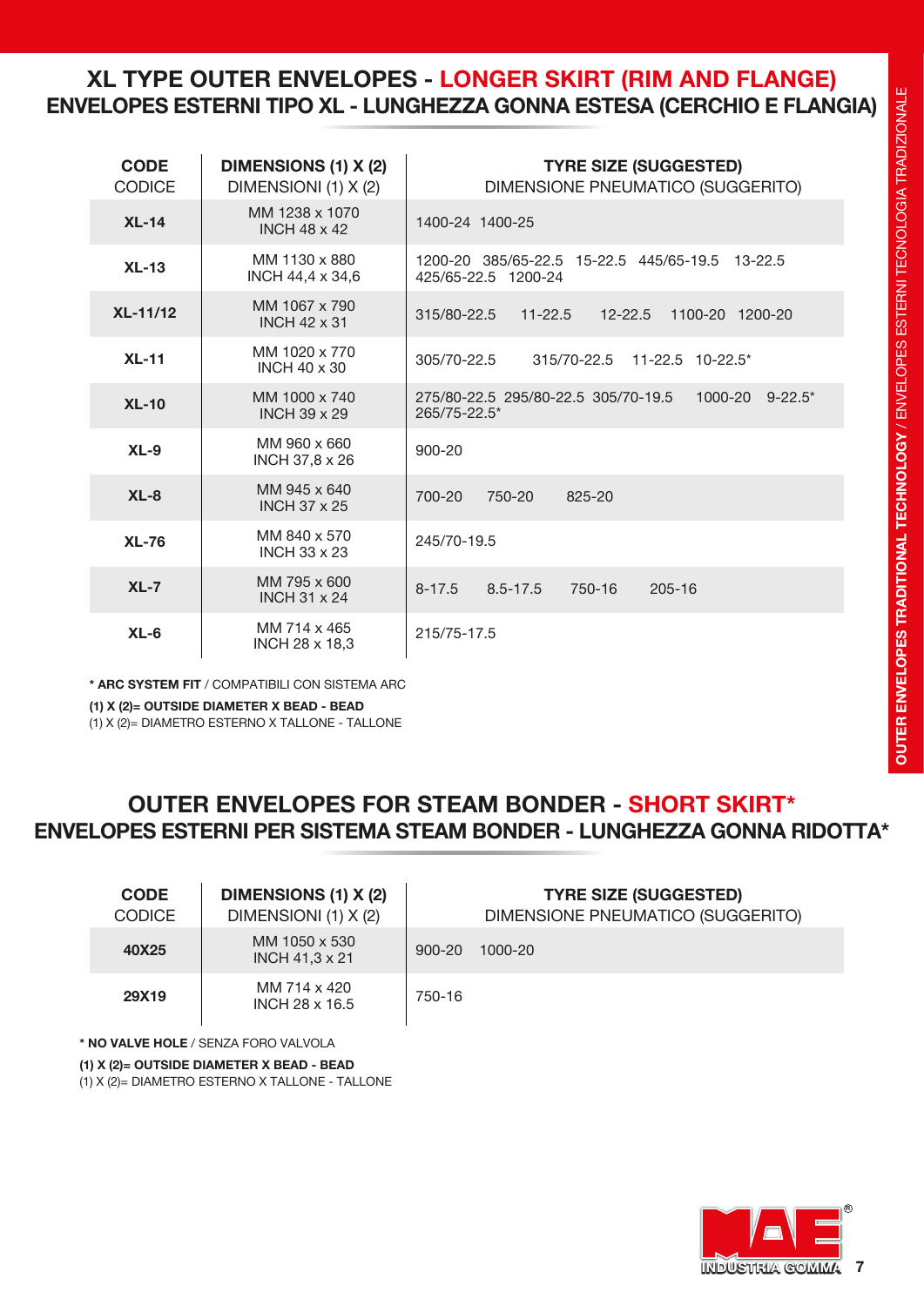## XL TYPE OUTER ENVELOPES - LONGER SKIRT (RIM AND FLANGE)
### ENVELOPES ESTERNI TIPO XL - LUNGHEZZA GONNA ESTESA (CERCHIO E FLANGIA)

| **CODE** CODICE | **DIMENSIONS (1) X (2)** DIMENSIONI (1) X (2) | **TYRE SIZE (SUGGESTED)** DIMENSIONE PNEUMATICO (SUGGERITO) |
|---|---|---|
| **XL-14** | MM 1238 x 1070 INCH 48 x 42 | 1400-24 1400-25 |
| **XL-13** | MM 1130 x 880 INCH 44,4 x 34,6 | 1200-20 385/65-22.5 15-22.5 445/65-19.5 13-22.5 425/65-22.5 1200-24 |
| **XL-11/12** | MM 1067 x 790 INCH 42 x 31 | 315/80-22.5 11-22.5 12-22.5 1100-20 1200-20 |
| **XL-11** | MM 1020 x 770 INCH 40 x 30 | 305/70-22.5 315/70-22.5 11-22.5 10-22.5* |
| **XL-10** | MM 1000 x 740 INCH 39 x 29 | 275/80-22.5 295/80-22.5 305/70-19.5 1000-20 9-22.5* 265/75-22.5* |
| **XL-9** | MM 960 x 660 INCH 37,8 x 26 | 900-20 |
| **XL-8** | MM 945 x 640 INCH 37 x 25 | 700-20 750-20 825-20 |
| **XL-76** | MM 840 x 570 INCH 33 x 23 | 245/70-19.5 |
| **XL-7** | MM 795 x 600 INCH 31 x 24 | 8-17.5 8.5-17.5 750-16 205-16 |
| **XL-6** | MM 714 x 465 INCH 28 x 18,3 | 215/75-17.5 |

**\* ARC SYSTEM FIT** / COMPATIBILI CON SISTEMA ARC

**(1) X (2)= OUTSIDE DIAMETER X BEAD - BEAD**
(1) X (2)= DIAMETRO ESTERNO X TALLONE - TALLONE

## OUTER ENVELOPES FOR STEAM BONDER - SHORT SKIRT*
### ENVELOPES ESTERNI PER SISTEMA STEAM BONDER - LUNGHEZZA GONNA RIDOTTA*

| **CODE** CODICE | **DIMENSIONS (1) X (2)** DIMENSIONI (1) X (2) | **TYRE SIZE (SUGGESTED)** DIMENSIONE PNEUMATICO (SUGGERITO) |
|---|---|---|
| **40X25** | MM 1050 x 530 INCH 41,3 x 21 | 900-20 1000-20 |
| **29X19** | MM 714 x 420 INCH 28 x 16.5 | 750-16 |

**\* NO VALVE HOLE** / SENZA FORO VALVOLA

**(1) X (2)= OUTSIDE DIAMETER X BEAD - BEAD**
(1) X (2)= DIAMETRO ESTERNO X TALLONE - TALLONE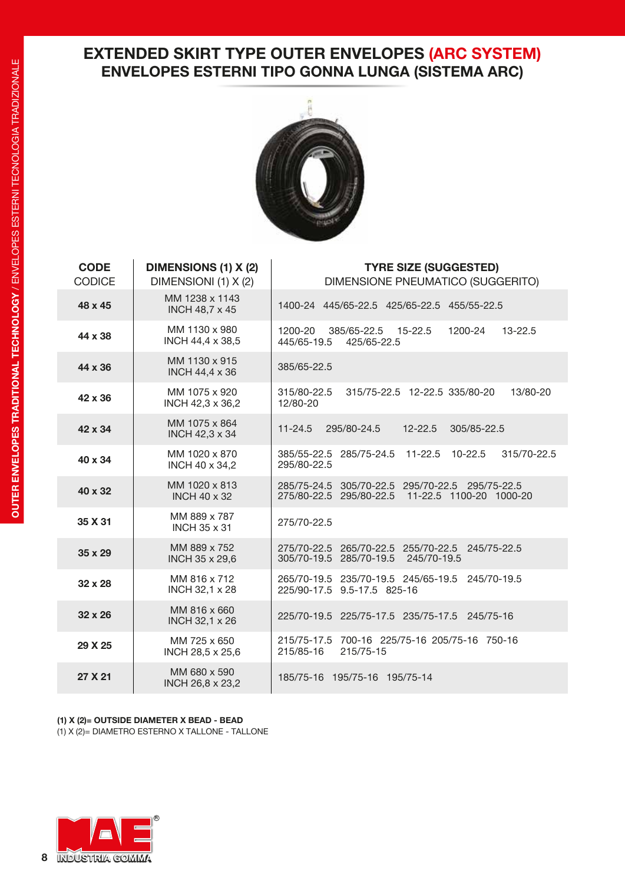# EXTENDED SKIRT TYPE OUTER ENVELOPES (ARC SYSTEM)
## ENVELOPES ESTERNI TIPO GONNA LUNGA (SISTEMA ARC)

| **CODE** CODICE | **DIMENSIONS (1) X (2)** DIMENSIONI (1) X (2) | **TYRE SIZE (SUGGESTED)** DIMENSIONE PNEUMATICO (SUGGERITO) |
|---|---|---|
| **48 x 45** | MM 1238 x 1143 INCH 48,7 x 45 | 1400-24 445/65-22.5 425/65-22.5 455/55-22.5 |
| **44 x 38** | MM 1130 x 980 INCH 44,4 x 38,5 | 1200-20 385/65-22.5 15-22.5 1200-24 13-22.5 445/65-19.5 425/65-22.5 |
| **44 x 36** | MM 1130 x 915 INCH 44,4 x 36 | 385/65-22.5 |
| **42 x 36** | MM 1075 x 920 INCH 42,3 x 36,2 | 315/80-22.5 315/75-22.5 12-22.5 335/80-20 13/80-20 12/80-20 |
| **42 x 34** | MM 1075 x 864 INCH 42,3 x 34 | 11-24.5 295/80-24.5 12-22.5 305/85-22.5 |
| **40 x 34** | MM 1020 x 870 INCH 40 x 34,2 | 385/55-22.5 285/75-24.5 11-22.5 10-22.5 315/70-22.5 295/80-22.5 |
| **40 x 32** | MM 1020 x 813 INCH 40 x 32 | 285/75-24.5 305/70-22.5 295/70-22.5 295/75-22.5 275/80-22.5 295/80-22.5 11-22.5 1100-20 1000-20 |
| **35 x 31** | MM 889 x 787 INCH 35 x 31 | 275/70-22.5 |
| **35 x 29** | MM 889 x 752 INCH 35 x 29,6 | 275/70-22.5 265/70-22.5 255/70-22.5 245/75-22.5 305/70-19.5 285/70-19.5 245/70-19.5 |
| **32 x 28** | MM 816 x 712 INCH 32,1 x 28 | 265/70-19.5 235/70-19.5 245/65-19.5 245/70-19.5 225/90-17.5 9.5-17.5 825-16 |
| **32 x 26** | MM 816 x 660 INCH 32,1 x 26 | 225/70-19.5 225/75-17.5 235/75-17.5 245/75-16 |
| **29 X 25** | MM 725 x 650 INCH 28,5 x 25,6 | 215/75-17.5 700-16 225/75-16 205/75-16 750-16 215/85-16 215/75-15 |
| **27 X 21** | MM 680 x 590 INCH 26,8 x 23,2 | 185/75-16 195/75-16 195/75-14 |

**(1) X (2)= OUTSIDE DIAMETER X BEAD - BEAD**
(1) X (2)= DIAMETRO ESTERNO X TALLONE - TALLONE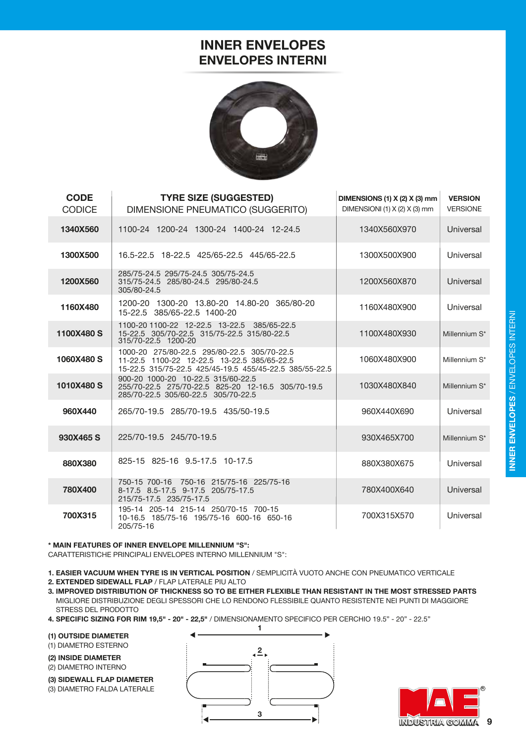# INNER ENVELOPES
# ENVELOPES INTERNI

| CODE<br>CODICE | TYRE SIZE (SUGGESTED)<br>DIMENSIONE PNEUMATICO (SUGGERITO) | DIMENSIONS (1) X (2) X (3) mm<br>DIMENSIONI (1) X (2) X (3) mm | VERSION<br>VERSIONE |
|---|---|---|---|
| **1340X560** | 1100-24 1200-24 1300-24 1400-24 12-24.5 | 1340X560X970 | Universal |
| **1300X500** | 16.5-22.5 18-22.5 425/65-22.5 445/65-22.5 | 1300X500X900 | Universal |
| **1200X560** | 285/75-24.5 295/75-24.5 305/75-24.5 315/75-24.5 285/80-24.5 295/80-24.5 305/80-24.5 | 1200X560X870 | Universal |
| **1160X480** | 1200-20 1300-20 13.80-20 14.80-20 365/80-20 15-22.5 385/65-22.5 1400-20 | 1160X480X900 | Universal |
| **1100X480 S** | 1100-20 1100-22 12-22.5 13-22.5 385/65-22.5 15-22.5 305/70-22.5 315/75-22.5 315/80-22.5 315/70-22.5 1200-20 | 1100X480X930 | Millennium S* |
| **1060X480 S** | 1000-20 275/80-22.5 295/80-22.5 305/70-22.5 11-22.5 1100-22 12-22.5 13-22.5 385/65-22.5 15-22.5 315/75-22.5 425/45-19.5 455/45-22.5 385/55-22.5 | 1060X480X900 | Millennium S* |
| **1010X480 S** | 900-20 1000-20 10-22.5 315/60-22.5 255/70-22.5 275/70-22.5 825-20 12-16.5 305/70-19.5 285/70-22.5 305/60-22.5 305/70-22.5 | 1030X480X840 | Millennium S* |
| **960X440** | 265/70-19.5 285/70-19.5 435/50-19.5 | 960X440X690 | Universal |
| **930X465 S** | 225/70-19.5 245/70-19.5 | 930X465X700 | Millennium S* |
| **880X380** | 825-15 825-16 9.5-17.5 10-17.5 | 880X380X675 | Universal |
| **780X400** | 750-15 700-16 750-16 215/75-16 225/75-16 8-17.5 8.5-17.5 9-17.5 205/75-17.5 215/75-17.5 235/75-17.5 | 780X400X640 | Universal |
| **700X315** | 195-14 205-14 215-14 250/70-15 700-15 10-16.5 185/75-16 195/75-16 600-16 650-16 205/75-16 | 700X315X570 | Universal |

**\* MAIN FEATURES OF INNER ENVELOPE MILLENNIUM "S":**
CARATTERISTICHE PRINCIPALI ENVELOPES INTERNO MILLENNIUM "S":

1. **EASIER VACUUM WHEN TYRE IS IN VERTICAL POSITION** / SEMPLICITÀ VUOTO ANCHE CON PNEUMATICO VERTICALE
2. **EXTENDED SIDEWALL FLAP** / FLAP LATERALE PIU ALTO
3. **IMPROVED DISTRIBUTION OF THICKNESS SO TO BE EITHER FLEXIBLE THAN RESISTANT IN THE MOST STRESSED PARTS**
   MIGLIORE DISTRIBUZIONE DEGLI SPESSORI CHE LO RENDONO FLESSIBILE QUANTO RESISTENTE NEI PUNTI DI MAGGIORE STRESS DEL PRODOTTO
4. **SPECIFIC SIZING FOR RIM 19,5" - 20" - 22,5"** / DIMENSIONAMENTO SPECIFICO PER CERCHIO 19.5" - 20" - 22.5"

**(1) OUTSIDE DIAMETER**
(1) DIAMETRO ESTERNO

**(2) INSIDE DIAMETER**
(2) DIAMETRO INTERNO

**(3) SIDEWALL FLAP DIAMETER**
(3) DIAMETRO FALDA LATERALE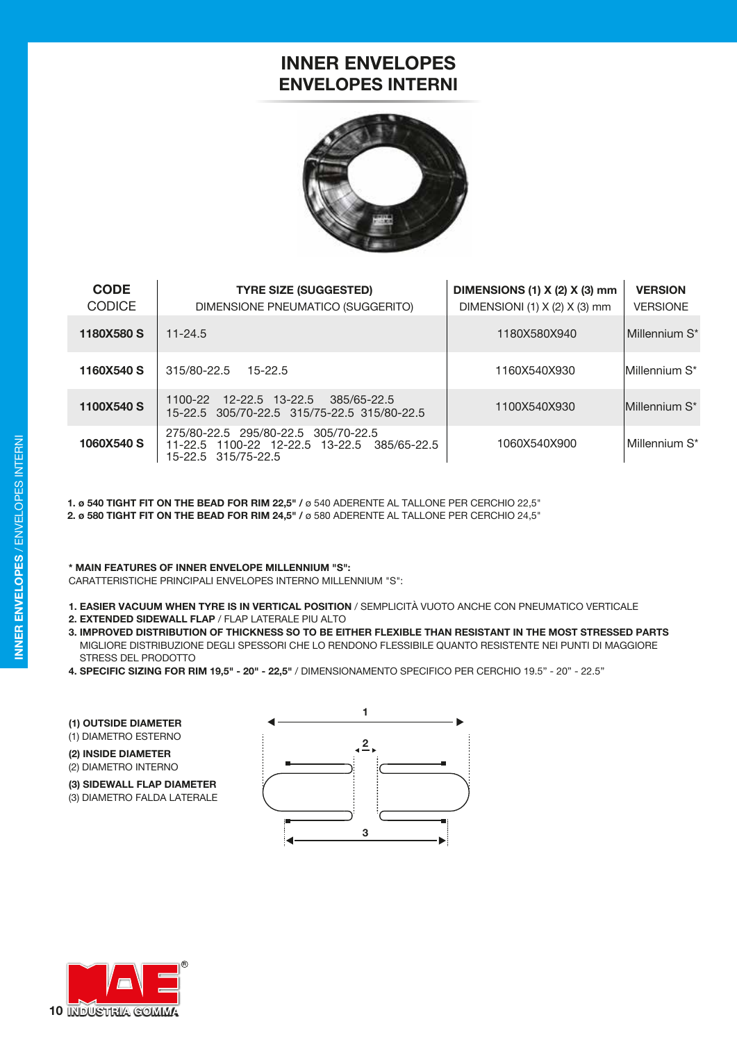# INNER ENVELOPES
# ENVELOPES INTERNI

| CODE<br>CODICE | TYRE SIZE (SUGGESTED)<br>DIMENSIONE PNEUMATICO (SUGGERITO) | DIMENSIONS (1) X (2) X (3) mm<br>DIMENSIONI (1) X (2) X (3) mm | VERSION<br>VERSIONE |
|---|---|---|---|
| **1180X580 S** | 11-24.5 | 1180X580X940 | Millennium S* |
| **1160X540 S** | 315/80-22.5 15-22.5 | 1160X540X930 | Millennium S* |
| **1100X540 S** | 1100-22 12-22.5 13-22.5 385/65-22.5 15-22.5 305/70-22.5 315/75-22.5 315/80-22.5 | 1100X540X930 | Millennium S* |
| **1060X540 S** | 275/80-22.5 295/80-22.5 305/70-22.5 11-22.5 1100-22 12-22.5 13-22.5 385/65-22.5 15-22.5 315/75-22.5 | 1060X540X900 | Millennium S* |

1. **ø 540 TIGHT FIT ON THE BEAD FOR RIM 22,5" /** ø 540 ADERENTE AL TALLONE PER CERCHIO 22,5"
2. **ø 580 TIGHT FIT ON THE BEAD FOR RIM 24,5" /** ø 580 ADERENTE AL TALLONE PER CERCHIO 24,5"

**\* MAIN FEATURES OF INNER ENVELOPE MILLENNIUM "S":**
CARATTERISTICHE PRINCIPALI ENVELOPES INTERNO MILLENNIUM "S":

1. **EASIER VACUUM WHEN TYRE IS IN VERTICAL POSITION** / SEMPLICITÀ VUOTO ANCHE CON PNEUMATICO VERTICALE
2. **EXTENDED SIDEWALL FLAP** / FLAP LATERALE PIU ALTO
3. **IMPROVED DISTRIBUTION OF THICKNESS SO TO BE EITHER FLEXIBLE THAN RESISTANT IN THE MOST STRESSED PARTS**
   MIGLIORE DISTRIBUZIONE DEGLI SPESSORI CHE LO RENDONO FLESSIBILE QUANTO RESISTENTE NEI PUNTI DI MAGGIORE STRESS DEL PRODOTTO
4. **SPECIFIC SIZING FOR RIM 19,5" - 20" - 22,5"** / DIMENSIONAMENTO SPECIFICO PER CERCHIO 19.5" - 20" - 22.5"

**(1) OUTSIDE DIAMETER**
(1) DIAMETRO ESTERNO

**(2) INSIDE DIAMETER**
(2) DIAMETRO INTERNO

**(3) SIDEWALL FLAP DIAMETER**
(3) DIAMETRO FALDA LATERALE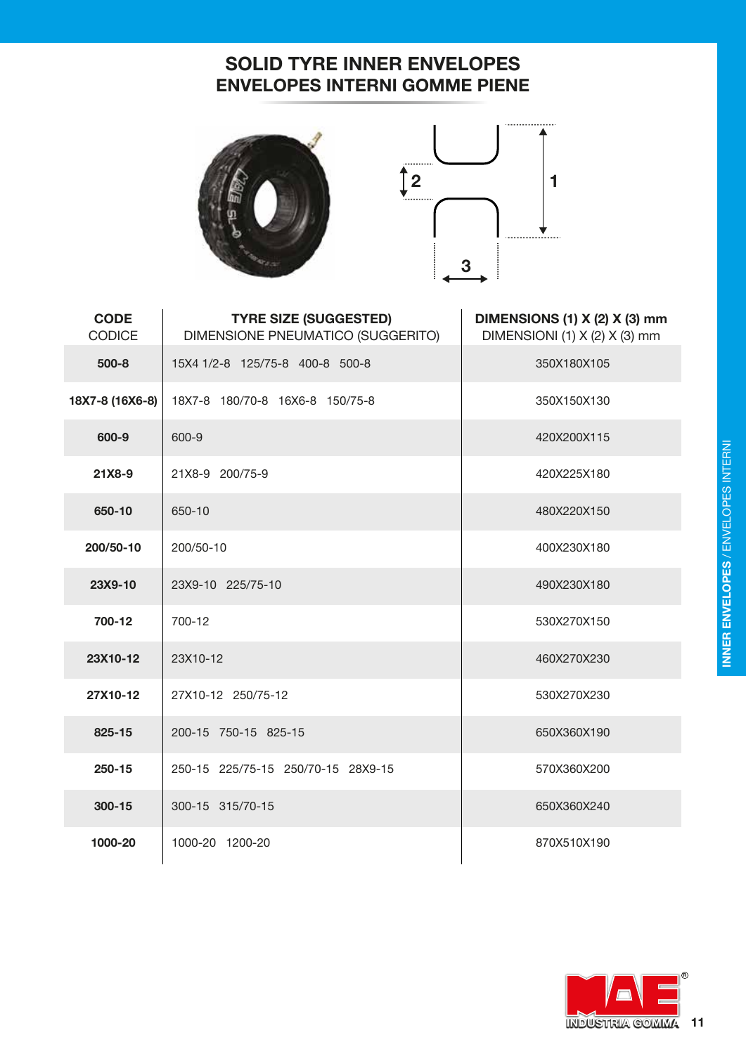# SOLID TYRE INNER ENVELOPES
## ENVELOPES INTERNI GOMME PIENE

| CODE<br>CODICE | TYRE SIZE (SUGGESTED)<br>DIMENSIONE PNEUMATICO (SUGGERITO) | DIMENSIONS (1) X (2) X (3) mm<br>DIMENSIONI (1) X (2) X (3) mm |
|---|---|---|
| **500-8** | 15X4 1/2-8   125/75-8   400-8   500-8 | 350X180X105 |
| **18X7-8 (16X6-8)** | 18X7-8   180/70-8   16X6-8   150/75-8 | 350X150X130 |
| **600-9** | 600-9 | 420X200X115 |
| **21X8-9** | 21X8-9   200/75-9 | 420X225X180 |
| **650-10** | 650-10 | 480X220X150 |
| **200/50-10** | 200/50-10 | 400X230X180 |
| **23X9-10** | 23X9-10   225/75-10 | 490X230X180 |
| **700-12** | 700-12 | 530X270X150 |
| **23X10-12** | 23X10-12 | 460X270X230 |
| **27X10-12** | 27X10-12   250/75-12 | 530X270X230 |
| **825-15** | 200-15   750-15   825-15 | 650X360X190 |
| **250-15** | 250-15   225/75-15   250/70-15   28X9-15 | 570X360X200 |
| **300-15** | 300-15   315/70-15 | 650X360X240 |
| **1000-20** | 1000-20   1200-20 | 870X510X190 |

**INNER ENVELOPES** / ENVELOPES INTERNI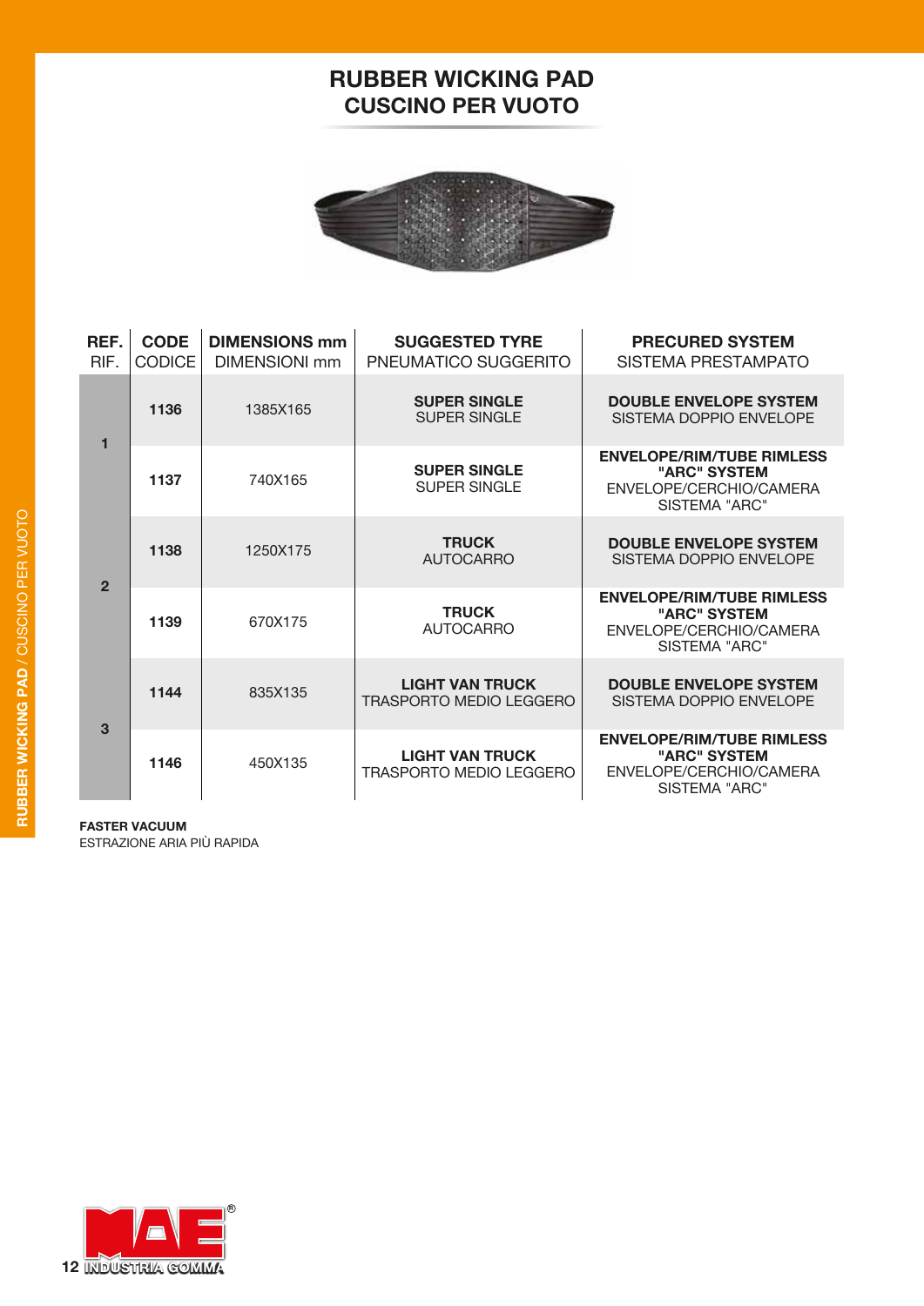# RUBBER WICKING PAD
## CUSCINO PER VUOTO

| REF. RIF. | CODE CODICE | DIMENSIONS mm DIMENSIONI mm | SUGGESTED TYRE PNEUMATICO SUGGERITO | PRECURED SYSTEM SISTEMA PRESTAMPATO |
|---|---|---|---|---|
| 1 | **1136** | 1385X165 | **SUPER SINGLE** SUPER SINGLE | **DOUBLE ENVELOPE SYSTEM** SISTEMA DOPPIO ENVELOPE |
| | **1137** | 740X165 | **SUPER SINGLE** SUPER SINGLE | **ENVELOPE/RIM/TUBE RIMLESS "ARC" SYSTEM** ENVELOPE/CERCHIO/CAMERA SISTEMA "ARC" |
| 2 | **1138** | 1250X175 | **TRUCK** AUTOCARRO | **DOUBLE ENVELOPE SYSTEM** SISTEMA DOPPIO ENVELOPE |
| | **1139** | 670X175 | **TRUCK** AUTOCARRO | **ENVELOPE/RIM/TUBE RIMLESS "ARC" SYSTEM** ENVELOPE/CERCHIO/CAMERA SISTEMA "ARC" |
| 3 | **1144** | 835X135 | **LIGHT VAN TRUCK** TRASPORTO MEDIO LEGGERO | **DOUBLE ENVELOPE SYSTEM** SISTEMA DOPPIO ENVELOPE |
| | **1146** | 450X135 | **LIGHT VAN TRUCK** TRASPORTO MEDIO LEGGERO | **ENVELOPE/RIM/TUBE RIMLESS "ARC" SYSTEM** ENVELOPE/CERCHIO/CAMERA SISTEMA "ARC" |

**FASTER VACUUM**
ESTRAZIONE ARIA PIÙ RAPIDA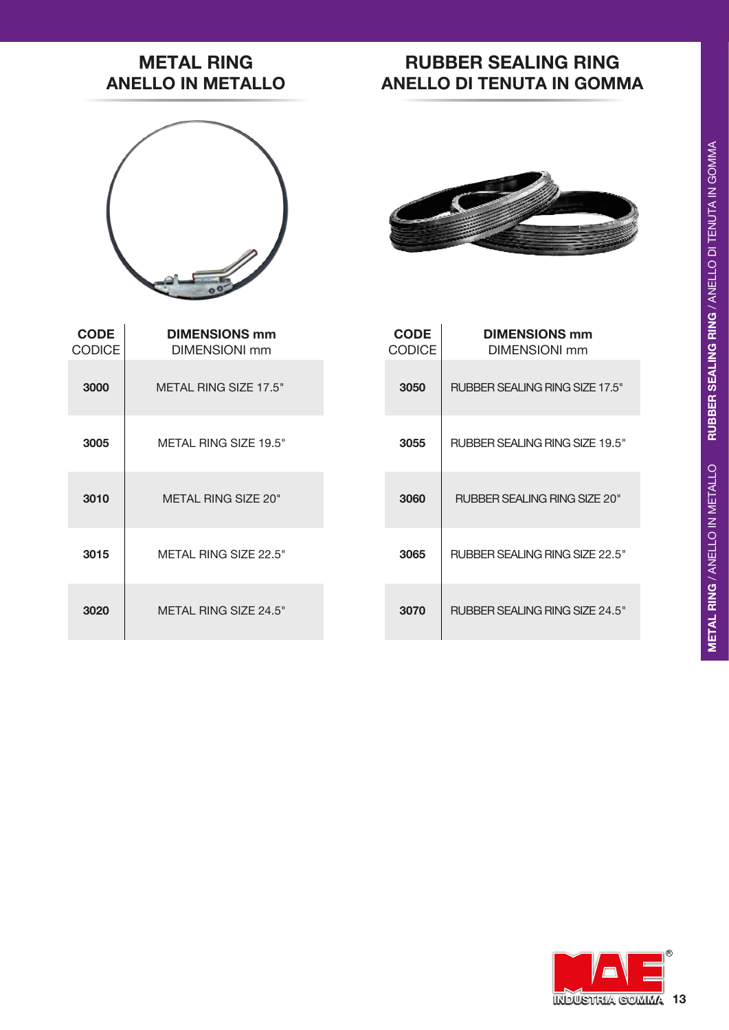## METAL RING
## ANELLO IN METALLO

| CODE<br>CODICE | DIMENSIONS mm<br>DIMENSIONI mm |
|---|---|
| **3000** | METAL RING SIZE 17.5" |
| **3005** | METAL RING SIZE 19.5" |
| **3010** | METAL RING SIZE 20" |
| **3015** | METAL RING SIZE 22.5" |
| **3020** | METAL RING SIZE 24.5" |

## RUBBER SEALING RING
## ANELLO DI TENUTA IN GOMMA

| CODE<br>CODICE | DIMENSIONS mm<br>DIMENSIONI mm |
|---|---|
| **3050** | RUBBER SEALING RING SIZE 17.5" |
| **3055** | RUBBER SEALING RING SIZE 19.5" |
| **3060** | RUBBER SEALING RING SIZE 20" |
| **3065** | RUBBER SEALING RING SIZE 22.5" |
| **3070** | RUBBER SEALING RING SIZE 24.5" |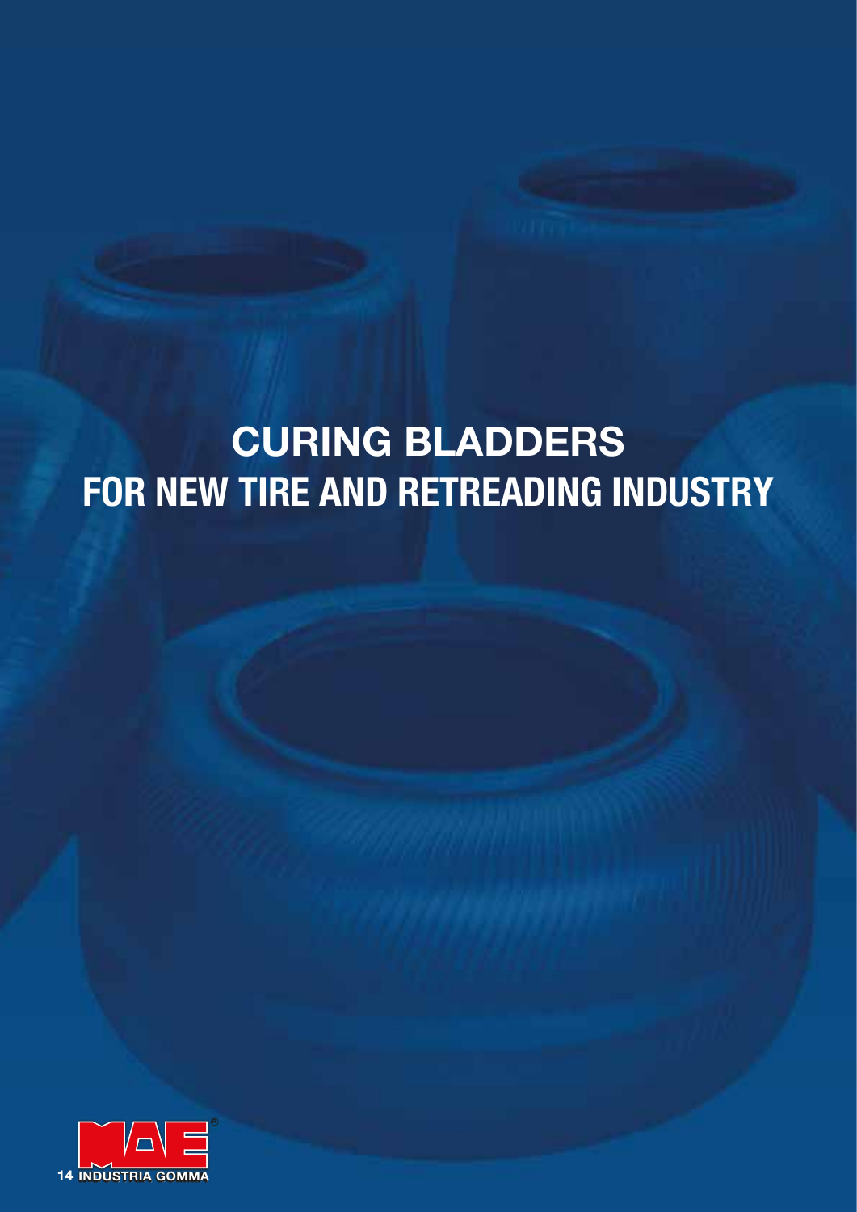# CURING BLADDERS
## FOR NEW TIRE AND RETREADING INDUSTRY

14 INDUSTRIA GOMMA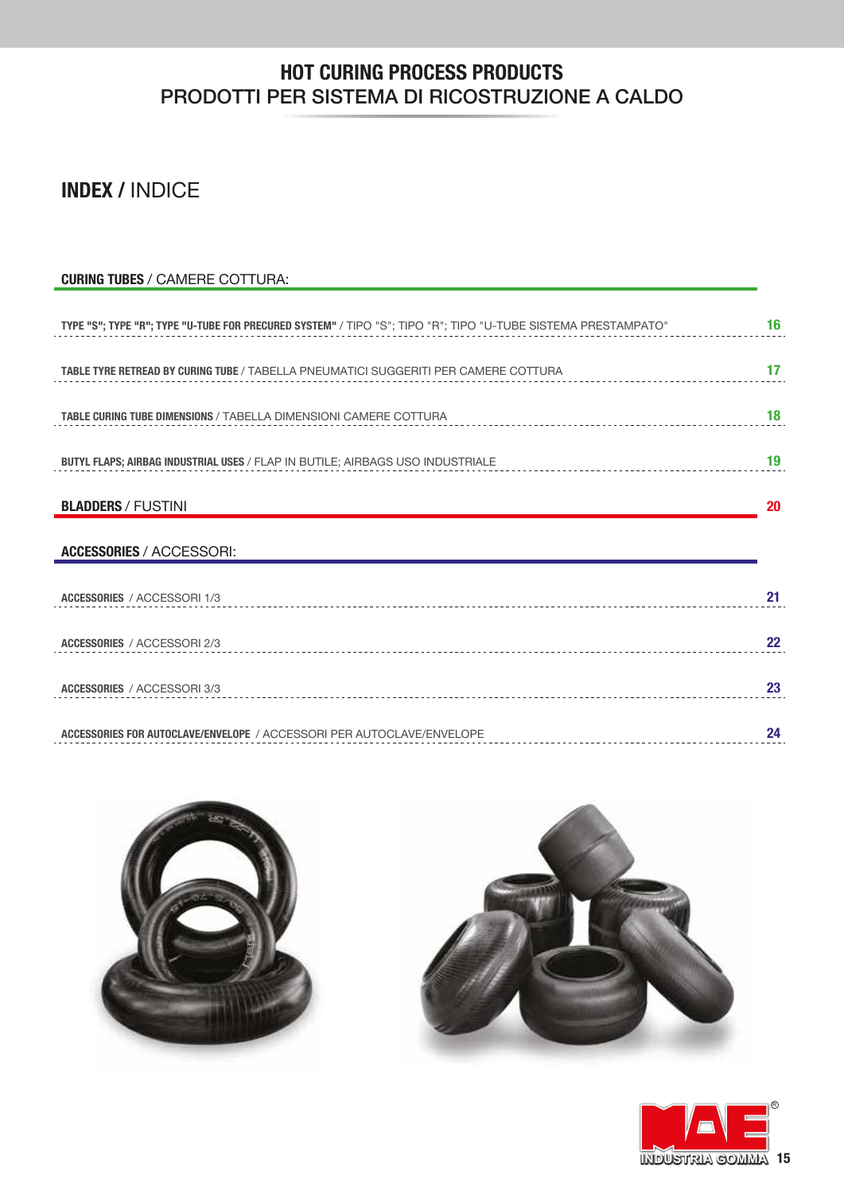# HOT CURING PROCESS PRODUCTS
PRODOTTI PER SISTEMA DI RICOSTRUZIONE A CALDO

## INDEX / INDICE

### CURING TUBES / CAMERE COTTURA:

**TYPE "S"; TYPE "R"; TYPE "U-TUBE FOR PRECURED SYSTEM"** / TIPO "S"; TIPO "R"; TIPO "U-TUBE SISTEMA PRESTAMPATO" ........ 16

**TABLE TYRE RETREAD BY CURING TUBE** / TABELLA PNEUMATICI SUGGERITI PER CAMERE COTTURA ........ 17

**TABLE CURING TUBE DIMENSIONS** / TABELLA DIMENSIONI CAMERE COTTURA ........ 18

**BUTYL FLAPS; AIRBAG INDUSTRIAL USES** / FLAP IN BUTILE; AIRBAGS USO INDUSTRIALE ........ 19

### BLADDERS / FUSTINI ........ 20

### ACCESSORIES / ACCESSORI:

**ACCESSORIES** / ACCESSORI 1/3 ........ 21

**ACCESSORIES** / ACCESSORI 2/3 ........ 22

**ACCESSORIES** / ACCESSORI 3/3 ........ 23

**ACCESSORIES FOR AUTOCLAVE/ENVELOPE** / ACCESSORI PER AUTOCLAVE/ENVELOPE ........ 24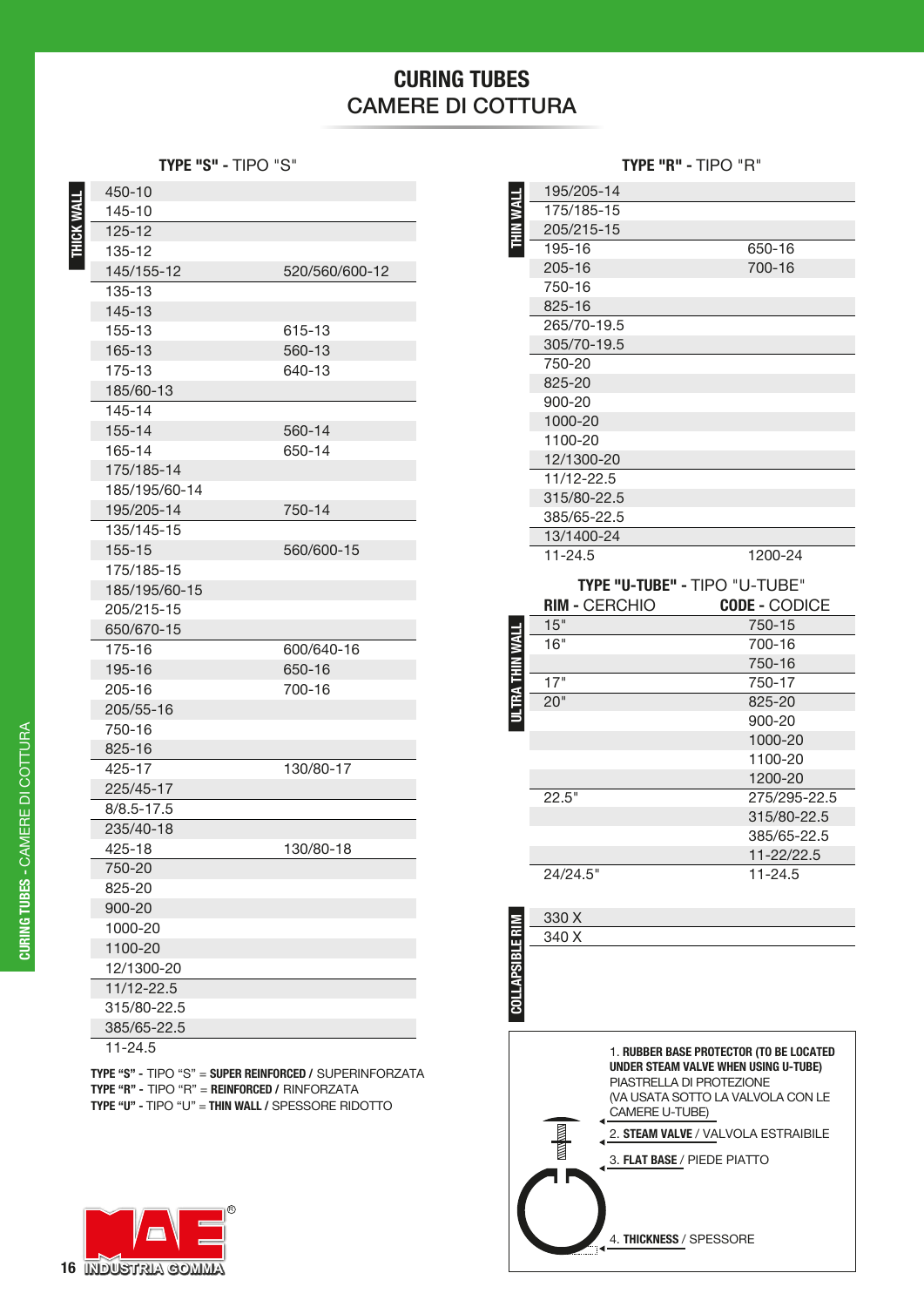# CURING TUBES
## CAMERE DI COTTURA

### TYPE "S" - TIPO "S"

| | | |
|---|---|---|
| THICK WALL | 450-10 | |
| | 145-10 | |
| | 125-12 | |
| | 135-12 | |
| | 145/155-12 | 520/560/600-12 |
| | 135-13 | |
| | 145-13 | |
| | 155-13 | 615-13 |
| | 165-13 | 560-13 |
| | 175-13 | 640-13 |
| | 185/60-13 | |
| | 145-14 | |
| | 155-14 | 560-14 |
| | 165-14 | 650-14 |
| | 175/185-14 | |
| | 185/195/60-14 | |
| | 195/205-14 | 750-14 |
| | 135/145-15 | |
| | 155-15 | 560/600-15 |
| | 175/185-15 | |
| | 185/195/60-15 | |
| | 205/215-15 | |
| | 650/670-15 | |
| | 175-16 | 600/640-16 |
| | 195-16 | 650-16 |
| | 205-16 | 700-16 |
| | 205/55-16 | |
| | 750-16 | |
| | 825-16 | |
| | 425-17 | 130/80-17 |
| | 225/45-17 | |
| | 8/8.5-17.5 | |
| | 235/40-18 | |
| | 425-18 | 130/80-18 |
| | 750-20 | |
| | 825-20 | |
| | 900-20 | |
| | 1000-20 | |
| | 1100-20 | |
| | 12/1300-20 | |
| | 11/12-22.5 | |
| | 315/80-22.5 | |
| | 385/65-22.5 | |
| | 11-24.5 | |

**TYPE "S"** - TIPO "S" = **SUPER REINFORCED** / SUPERINFORZATA
**TYPE "R"** - TIPO "R" = **REINFORCED** / RINFORZATA
**TYPE "U"** - TIPO "U" = **THIN WALL** / SPESSORE RIDOTTO

### TYPE "R" - TIPO "R"

| | | |
|---|---|---|
| THIN WALL | 195/205-14 | |
| | 175/185-15 | |
| | 205/215-15 | |
| | 195-16 | 650-16 |
| | 205-16 | 700-16 |
| | 750-16 | |
| | 825-16 | |
| | 265/70-19.5 | |
| | 305/70-19.5 | |
| | 750-20 | |
| | 825-20 | |
| | 900-20 | |
| | 1000-20 | |
| | 1100-20 | |
| | 12/1300-20 | |
| | 11/12-22.5 | |
| | 315/80-22.5 | |
| | 385/65-22.5 | |
| | 13/1400-24 | |
| | 11-24.5 | 1200-24 |

### TYPE "U-TUBE" - TIPO "U-TUBE"

| | RIM - CERCHIO | CODE - CODICE |
|---|---|---|
| ULTRA THIN WALL | 15" | 750-15 |
| | 16" | 700-16 |
| | | 750-16 |
| | 17" | 750-17 |
| | 20" | 825-20 |
| | | 900-20 |
| | | 1000-20 |
| | | 1100-20 |
| | | 1200-20 |
| | 22.5" | 275/295-22.5 |
| | | 315/80-22.5 |
| | | 385/65-22.5 |
| | | 11-22/22.5 |
| | 24/24.5" | 11-24.5 |

| | |
|---|---|
| COLLAPSIBLE RIM | 330 X |
| | 340 X |

1. **RUBBER BASE PROTECTOR (TO BE LOCATED UNDER STEAM VALVE WHEN USING U-TUBE)** PIASTRELLA DI PROTEZIONE (VA USATA SOTTO LA VALVOLA CON LE CAMERE U-TUBE)
2. **STEAM VALVE** / VALVOLA ESTRAIBILE
3. **FLAT BASE** / PIEDE PIATTO
4. **THICKNESS** / SPESSORE

MAE INDUSTRIA GOMMA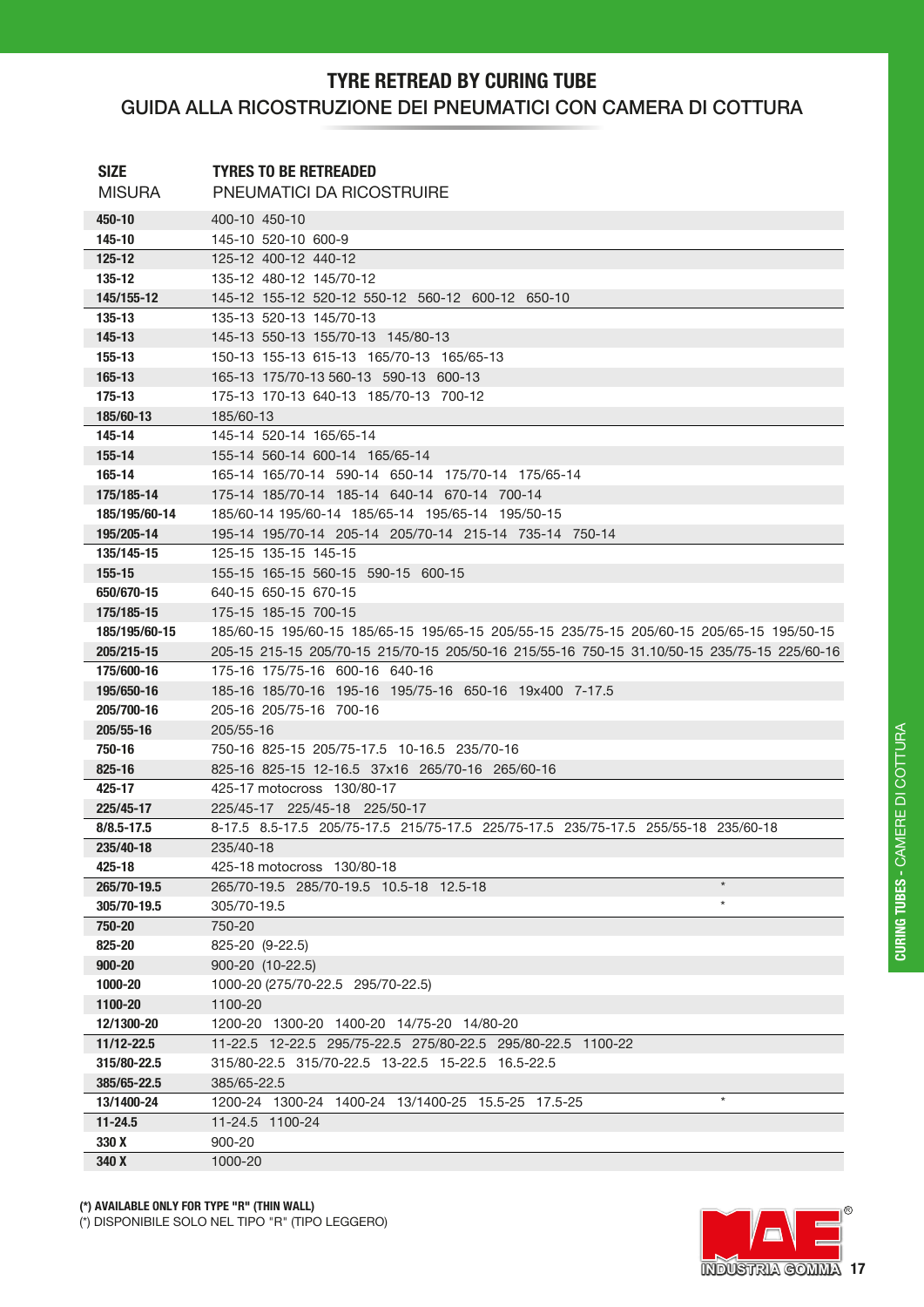# TYRE RETREAD BY CURING TUBE

## GUIDA ALLA RICOSTRUZIONE DEI PNEUMATICI CON CAMERA DI COTTURA

| SIZE<br>MISURA | TYRES TO BE RETREADED<br>PNEUMATICI DA RICOSTRUIRE | |
|---|---|---|
| 450-10 | 400-10 450-10 | |
| 145-10 | 145-10 520-10 600-9 | |
| 125-12 | 125-12 400-12 440-12 | |
| 135-12 | 135-12 480-12 145/70-12 | |
| 145/155-12 | 145-12 155-12 520-12 550-12 560-12 600-12 650-10 | |
| 135-13 | 135-13 520-13 145/70-13 | |
| 145-13 | 145-13 550-13 155/70-13 145/80-13 | |
| 155-13 | 150-13 155-13 615-13 165/70-13 165/65-13 | |
| 165-13 | 165-13 175/70-13 560-13 590-13 600-13 | |
| 175-13 | 175-13 170-13 640-13 185/70-13 700-12 | |
| 185/60-13 | 185/60-13 | |
| 145-14 | 145-14 520-14 165/65-14 | |
| 155-14 | 155-14 560-14 600-14 165/65-14 | |
| 165-14 | 165-14 165/70-14 590-14 650-14 175/70-14 175/65-14 | |
| 175/185-14 | 175-14 185/70-14 185-14 640-14 670-14 700-14 | |
| 185/195/60-14 | 185/60-14 195/60-14 185/65-14 195/65-14 195/50-15 | |
| 195/205-14 | 195-14 195/70-14 205-14 205/70-14 215-14 735-14 750-14 | |
| 135/145-15 | 125-15 135-15 145-15 | |
| 155-15 | 155-15 165-15 560-15 590-15 600-15 | |
| 650/670-15 | 640-15 650-15 670-15 | |
| 175/185-15 | 175-15 185-15 700-15 | |
| 185/195/60-15 | 185/60-15 195/60-15 185/65-15 195/65-15 205/55-15 235/75-15 205/60-15 205/65-15 195/50-15 | |
| 205/215-15 | 205-15 215-15 205/70-15 215/70-15 205/50-16 215/55-16 750-15 31.10/50-15 235/75-15 225/60-16 | |
| 175/600-16 | 175-16 175/75-16 600-16 640-16 | |
| 195/650-16 | 185-16 185/70-16 195-16 195/75-16 650-16 19x400 7-17.5 | |
| 205/700-16 | 205-16 205/75-16 700-16 | |
| 205/55-16 | 205/55-16 | |
| 750-16 | 750-16 825-15 205/75-17.5 10-16.5 235/70-16 | |
| 825-16 | 825-16 825-15 12-16.5 37x16 265/70-16 265/60-16 | |
| 425-17 | 425-17 motocross 130/80-17 | |
| 225/45-17 | 225/45-17 225/45-18 225/50-17 | |
| 8/8.5-17.5 | 8-17.5 8.5-17.5 205/75-17.5 215/75-17.5 225/75-17.5 235/75-17.5 255/55-18 235/60-18 | |
| 235/40-18 | 235/40-18 | |
| 425-18 | 425-18 motocross 130/80-18 | |
| 265/70-19.5 | 265/70-19.5 285/70-19.5 10.5-18 12.5-18 | * |
| 305/70-19.5 | 305/70-19.5 | * |
| 750-20 | 750-20 | |
| 825-20 | 825-20 (9-22.5) | |
| 900-20 | 900-20 (10-22.5) | |
| 1000-20 | 1000-20 (275/70-22.5 295/70-22.5) | |
| 1100-20 | 1100-20 | |
| 12/1300-20 | 1200-20 1300-20 1400-20 14/75-20 14/80-20 | |
| 11/12-22.5 | 11-22.5 12-22.5 295/75-22.5 275/80-22.5 295/80-22.5 1100-22 | |
| 315/80-22.5 | 315/80-22.5 315/70-22.5 13-22.5 15-22.5 16.5-22.5 | |
| 385/65-22.5 | 385/65-22.5 | |
| 13/1400-24 | 1200-24 1300-24 1400-24 13/1400-25 15.5-25 17.5-25 | * |
| 11-24.5 | 11-24.5 1100-24 | |
| 330 X | 900-20 | |
| 340 X | 1000-20 | |

**(*) AVAILABLE ONLY FOR TYPE "R" (THIN WALL)**
(*) DISPONIBILE SOLO NEL TIPO "R" (TIPO LEGGERO)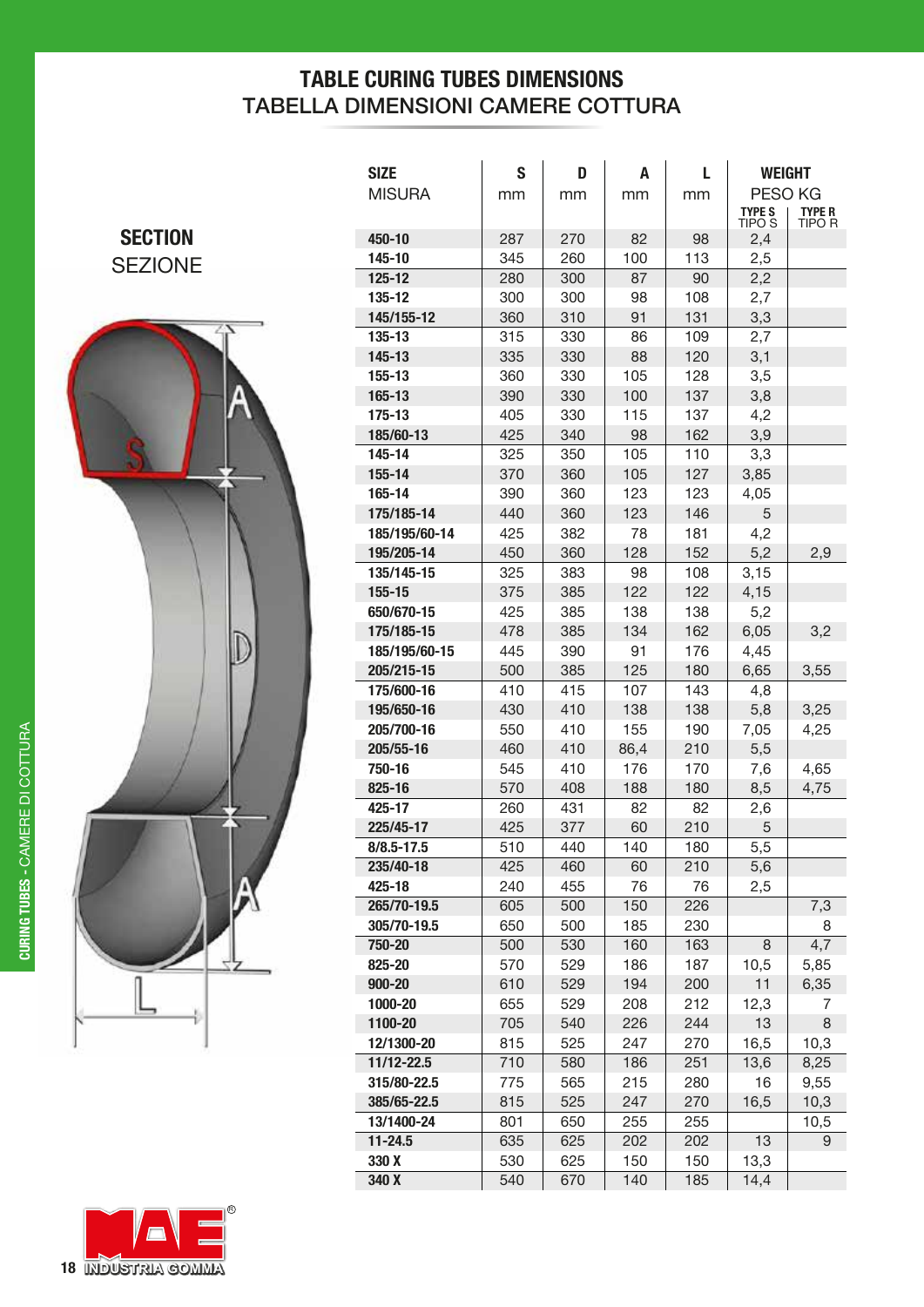# TABLE CURING TUBES DIMENSIONS
## TABELLA DIMENSIONI CAMERE COTTURA

**SECTION**
SEZIONE

| SIZE MISURA | S mm | D mm | A mm | L mm | WEIGHT PESO KG TYPE S TIPO S | TYPE R TIPO R |
|---|---|---|---|---|---|---|
| 450-10 | 287 | 270 | 82 | 98 | 2,4 | |
| 145-10 | 345 | 260 | 100 | 113 | 2,5 | |
| 125-12 | 280 | 300 | 87 | 90 | 2,2 | |
| 135-12 | 300 | 300 | 98 | 108 | 2,7 | |
| 145/155-12 | 360 | 310 | 91 | 131 | 3,3 | |
| 135-13 | 315 | 330 | 86 | 109 | 2,7 | |
| 145-13 | 335 | 330 | 88 | 120 | 3,1 | |
| 155-13 | 360 | 330 | 105 | 128 | 3,5 | |
| 165-13 | 390 | 330 | 100 | 137 | 3,8 | |
| 175-13 | 405 | 330 | 115 | 137 | 4,2 | |
| 185/60-13 | 425 | 340 | 98 | 162 | 3,9 | |
| 145-14 | 325 | 350 | 105 | 110 | 3,3 | |
| 155-14 | 370 | 360 | 105 | 127 | 3,85 | |
| 165-14 | 390 | 360 | 123 | 123 | 4,05 | |
| 175/185-14 | 440 | 360 | 123 | 146 | 5 | |
| 185/195/60-14 | 425 | 382 | 78 | 181 | 4,2 | |
| 195/205-14 | 450 | 360 | 128 | 152 | 5,2 | 2,9 |
| 135/145-15 | 325 | 383 | 98 | 108 | 3,15 | |
| 155-15 | 375 | 385 | 122 | 122 | 4,15 | |
| 650/670-15 | 425 | 385 | 138 | 138 | 5,2 | |
| 175/185-15 | 478 | 385 | 134 | 162 | 6,05 | 3,2 |
| 185/195/60-15 | 445 | 390 | 91 | 176 | 4,45 | |
| 205/215-15 | 500 | 385 | 125 | 180 | 6,65 | 3,55 |
| 175/600-16 | 410 | 415 | 107 | 143 | 4,8 | |
| 195/650-16 | 430 | 410 | 138 | 138 | 5,8 | 3,25 |
| 205/700-16 | 550 | 410 | 155 | 190 | 7,05 | 4,25 |
| 205/55-16 | 460 | 410 | 86,4 | 210 | 5,5 | |
| 750-16 | 545 | 410 | 176 | 170 | 7,6 | 4,65 |
| 825-16 | 570 | 408 | 188 | 180 | 8,5 | 4,75 |
| 425-17 | 260 | 431 | 82 | 82 | 2,6 | |
| 225/45-17 | 425 | 377 | 60 | 210 | 5 | |
| 8/8.5-17.5 | 510 | 440 | 140 | 180 | 5,5 | |
| 235/40-18 | 425 | 460 | 60 | 210 | 5,6 | |
| 425-18 | 240 | 455 | 76 | 76 | 2,5 | |
| 265/70-19.5 | 605 | 500 | 150 | 226 | | 7,3 |
| 305/70-19.5 | 650 | 500 | 185 | 230 | | 8 |
| 750-20 | 500 | 530 | 160 | 163 | 8 | 4,7 |
| 825-20 | 570 | 529 | 186 | 187 | 10,5 | 5,85 |
| 900-20 | 610 | 529 | 194 | 200 | 11 | 6,35 |
| 1000-20 | 655 | 529 | 208 | 212 | 12,3 | 7 |
| 1100-20 | 705 | 540 | 226 | 244 | 13 | 8 |
| 12/1300-20 | 815 | 525 | 247 | 270 | 16,5 | 10,3 |
| 11/12-22.5 | 710 | 580 | 186 | 251 | 13,6 | 8,25 |
| 315/80-22.5 | 775 | 565 | 215 | 280 | 16 | 9,55 |
| 385/65-22.5 | 815 | 525 | 247 | 270 | 16,5 | 10,3 |
| 13/1400-24 | 801 | 650 | 255 | 255 | | 10,5 |
| 11-24.5 | 635 | 625 | 202 | 202 | 13 | 9 |
| 330 X | 530 | 625 | 150 | 150 | 13,3 | |
| 340 X | 540 | 670 | 140 | 185 | 14,4 | |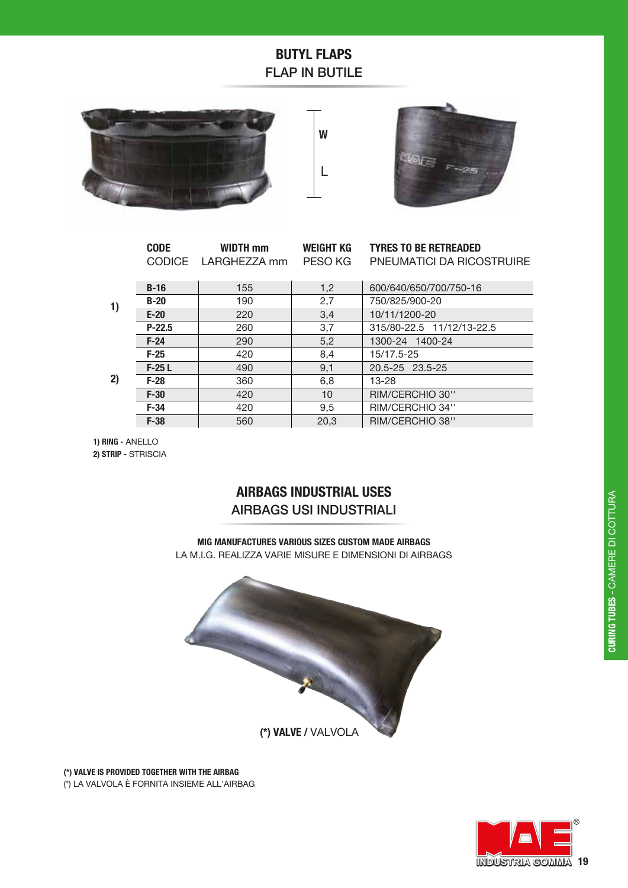## BUTYL FLAPS
FLAP IN BUTILE

W

L

| | CODE<br>CODICE | WIDTH mm<br>LARGHEZZA mm | WEIGHT KG<br>PESO KG | TYRES TO BE RETREADED<br>PNEUMATICI DA RICOSTRUIRE |
|---|---|---|---|---|
| 1) | **B-16** | 155 | 1,2 | 600/640/650/700/750-16 |
| | **B-20** | 190 | 2,7 | 750/825/900-20 |
| | **E-20** | 220 | 3,4 | 10/11/1200-20 |
| | **P-22.5** | 260 | 3,7 | 315/80-22.5 11/12/13-22.5 |
| 2) | **F-24** | 290 | 5,2 | 1300-24 1400-24 |
| | **F-25** | 420 | 8,4 | 15/17.5-25 |
| | **F-25 L** | 490 | 9,1 | 20.5-25 23.5-25 |
| | **F-28** | 360 | 6,8 | 13-28 |
| | **F-30** | 420 | 10 | RIM/CERCHIO 30'' |
| | **F-34** | 420 | 9,5 | RIM/CERCHIO 34'' |
| | **F-38** | 560 | 20,3 | RIM/CERCHIO 38'' |

**1) RING -** ANELLO
**2) STRIP -** STRISCIA

## AIRBAGS INDUSTRIAL USES
AIRBAGS USI INDUSTRIALI

**MIG MANUFACTURES VARIOUS SIZES CUSTOM MADE AIRBAGS**
LA M.I.G. REALIZZA VARIE MISURE E DIMENSIONI DI AIRBAGS

**(*) VALVE /** VALVOLA

**(*) VALVE IS PROVIDED TOGETHER WITH THE AIRBAG**
(*) LA VALVOLA È FORNITA INSIEME ALL'AIRBAG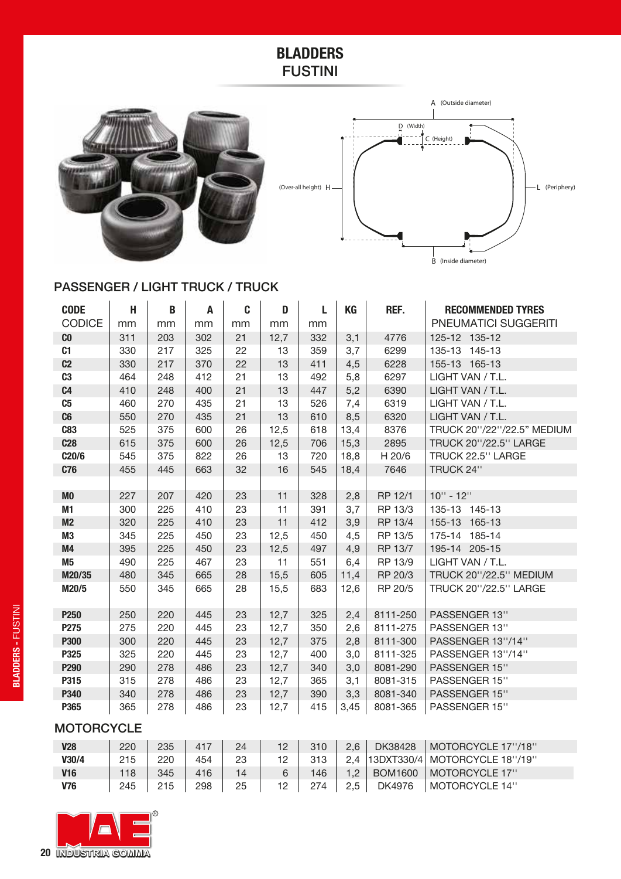# BLADDERS
## FUSTINI

A (Outside diameter)
D (Width)
C (Height)
(Over-all height) H
L (Periphery)
B (Inside diameter)

## PASSENGER / LIGHT TRUCK / TRUCK

| CODE CODICE | H mm | B mm | A mm | C mm | D mm | L mm | KG | REF. | RECOMMENDED TYRES PNEUMATICI SUGGERITI |
|---|---|---|---|---|---|---|---|---|---|
| **C0** | 311 | 203 | 302 | 21 | 12,7 | 332 | 3,1 | 4776 | 125-12 135-12 |
| **C1** | 330 | 217 | 325 | 22 | 13 | 359 | 3,7 | 6299 | 135-13 145-13 |
| **C2** | 330 | 217 | 370 | 22 | 13 | 411 | 4,5 | 6228 | 155-13 165-13 |
| **C3** | 464 | 248 | 412 | 21 | 13 | 492 | 5,8 | 6297 | LIGHT VAN / T.L. |
| **C4** | 410 | 248 | 400 | 21 | 13 | 447 | 5,2 | 6390 | LIGHT VAN / T.L. |
| **C5** | 460 | 270 | 435 | 21 | 13 | 526 | 7,4 | 6319 | LIGHT VAN / T.L. |
| **C6** | 550 | 270 | 435 | 21 | 13 | 610 | 8,5 | 6320 | LIGHT VAN / T.L. |
| **C83** | 525 | 375 | 600 | 26 | 12,5 | 618 | 13,4 | 8376 | TRUCK 20''/22''/22.5" MEDIUM |
| **C28** | 615 | 375 | 600 | 26 | 12,5 | 706 | 15,3 | 2895 | TRUCK 20''/22.5'' LARGE |
| **C20/6** | 545 | 375 | 822 | 26 | 13 | 720 | 18,8 | H 20/6 | TRUCK 22.5'' LARGE |
| **C76** | 455 | 445 | 663 | 32 | 16 | 545 | 18,4 | 7646 | TRUCK 24'' |
| | | | | | | | | | |
| **M0** | 227 | 207 | 420 | 23 | 11 | 328 | 2,8 | RP 12/1 | 10'' - 12'' |
| **M1** | 300 | 225 | 410 | 23 | 11 | 391 | 3,7 | RP 13/3 | 135-13 145-13 |
| **M2** | 320 | 225 | 410 | 23 | 11 | 412 | 3,9 | RP 13/4 | 155-13 165-13 |
| **M3** | 345 | 225 | 450 | 23 | 12,5 | 450 | 4,5 | RP 13/5 | 175-14 185-14 |
| **M4** | 395 | 225 | 450 | 23 | 12,5 | 497 | 4,9 | RP 13/7 | 195-14 205-15 |
| **M5** | 490 | 225 | 467 | 23 | 11 | 551 | 6,4 | RP 13/9 | LIGHT VAN / T.L. |
| **M20/35** | 480 | 345 | 665 | 28 | 15,5 | 605 | 11,4 | RP 20/3 | TRUCK 20''/22.5'' MEDIUM |
| **M20/5** | 550 | 345 | 665 | 28 | 15,5 | 683 | 12,6 | RP 20/5 | TRUCK 20''/22.5'' LARGE |
| | | | | | | | | | |
| **P250** | 250 | 220 | 445 | 23 | 12,7 | 325 | 2,4 | 8111-250 | PASSENGER 13'' |
| **P275** | 275 | 220 | 445 | 23 | 12,7 | 350 | 2,6 | 8111-275 | PASSENGER 13'' |
| **P300** | 300 | 220 | 445 | 23 | 12,7 | 375 | 2,8 | 8111-300 | PASSENGER 13''/14'' |
| **P325** | 325 | 220 | 445 | 23 | 12,7 | 400 | 3,0 | 8111-325 | PASSENGER 13''/14'' |
| **P290** | 290 | 278 | 486 | 23 | 12,7 | 340 | 3,0 | 8081-290 | PASSENGER 15'' |
| **P315** | 315 | 278 | 486 | 23 | 12,7 | 365 | 3,1 | 8081-315 | PASSENGER 15'' |
| **P340** | 340 | 278 | 486 | 23 | 12,7 | 390 | 3,3 | 8081-340 | PASSENGER 15'' |
| **P365** | 365 | 278 | 486 | 23 | 12,7 | 415 | 3,45 | 8081-365 | PASSENGER 15'' |

## MOTORCYCLE

| CODE | H | B | A | C | D | L | KG | REF. | RECOMMENDED TYRES |
|---|---|---|---|---|---|---|---|---|---|
| **V28** | 220 | 235 | 417 | 24 | 12 | 310 | 2,6 | DK38428 | MOTORCYCLE 17''/18'' |
| **V30/4** | 215 | 220 | 454 | 23 | 12 | 313 | 2,4 | 13DXT330/4 | MOTORCYCLE 18''/19'' |
| **V16** | 118 | 345 | 416 | 14 | 6 | 146 | 1,2 | BOM1600 | MOTORCYCLE 17'' |
| **V76** | 245 | 215 | 298 | 25 | 12 | 274 | 2,5 | DK4976 | MOTORCYCLE 14'' |

MAE® INDUSTRIA GOMMA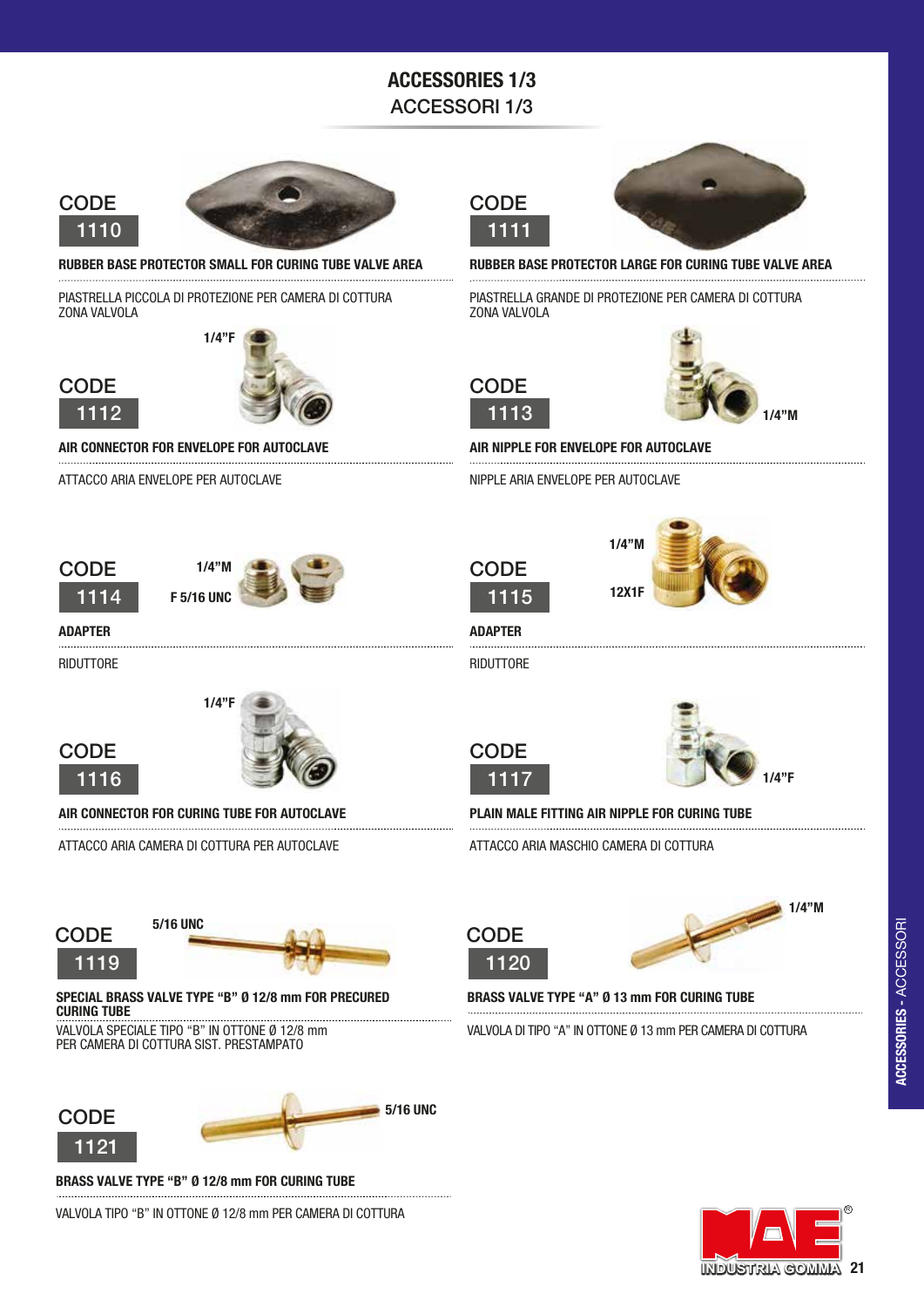# ACCESSORIES 1/3
## ACCESSORI 1/3

CODE
**1110**

**RUBBER BASE PROTECTOR SMALL FOR CURING TUBE VALVE AREA**

PIASTRELLA PICCOLA DI PROTEZIONE PER CAMERA DI COTTURA ZONA VALVOLA

CODE
**1111**

**RUBBER BASE PROTECTOR LARGE FOR CURING TUBE VALVE AREA**

PIASTRELLA GRANDE DI PROTEZIONE PER CAMERA DI COTTURA ZONA VALVOLA

CODE
**1112**

1/4"F

**AIR CONNECTOR FOR ENVELOPE FOR AUTOCLAVE**

ATTACCO ARIA ENVELOPE PER AUTOCLAVE

CODE
**1113**

1/4"M

**AIR NIPPLE FOR ENVELOPE FOR AUTOCLAVE**

NIPPLE ARIA ENVELOPE PER AUTOCLAVE

CODE
**1114**

1/4"M
F 5/16 UNC

**ADAPTER**

RIDUTTORE

CODE
**1115**

1/4"M
12X1F

**ADAPTER**

RIDUTTORE

CODE
**1116**

1/4"F

**AIR CONNECTOR FOR CURING TUBE FOR AUTOCLAVE**

ATTACCO ARIA CAMERA DI COTTURA PER AUTOCLAVE

CODE
**1117**

1/4"F

**PLAIN MALE FITTING AIR NIPPLE FOR CURING TUBE**

ATTACCO ARIA MASCHIO CAMERA DI COTTURA

CODE
**1119**

5/16 UNC

**SPECIAL BRASS VALVE TYPE "B" Ø 12/8 mm FOR PRECURED CURING TUBE**

VALVOLA SPECIALE TIPO "B" IN OTTONE Ø 12/8 mm PER CAMERA DI COTTURA SIST. PRESTAMPATO

CODE
**1120**

1/4"M

**BRASS VALVE TYPE "A" Ø 13 mm FOR CURING TUBE**

VALVOLA DI TIPO "A" IN OTTONE Ø 13 mm PER CAMERA DI COTTURA

CODE
**1121**

5/16 UNC

**BRASS VALVE TYPE "B" Ø 12/8 mm FOR CURING TUBE**

VALVOLA TIPO "B" IN OTTONE Ø 12/8 mm PER CAMERA DI COTTURA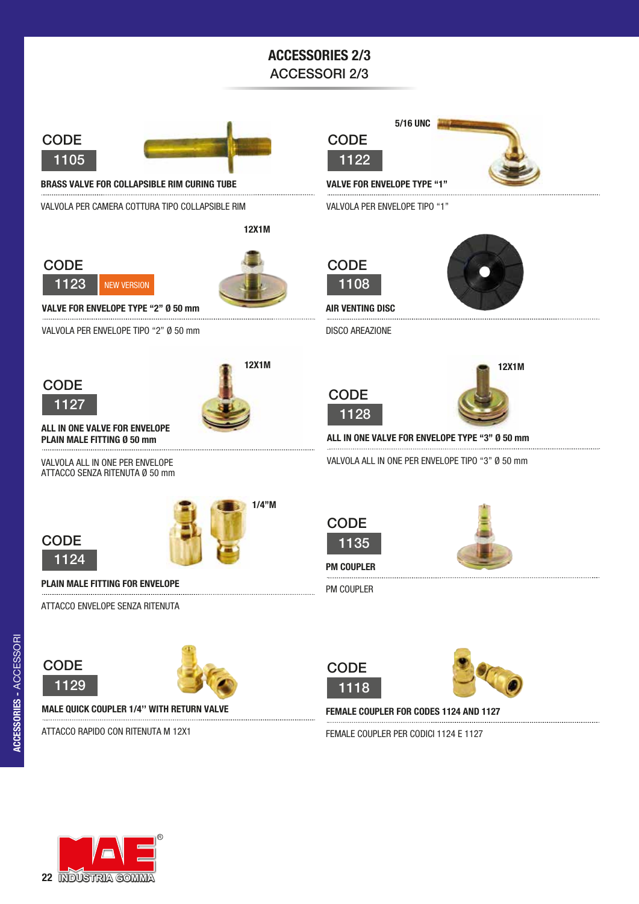# ACCESSORIES 2/3
## ACCESSORI 2/3

CODE
**1105**

**BRASS VALVE FOR COLLAPSIBLE RIM CURING TUBE**

VALVOLA PER CAMERA COTTURA TIPO COLLAPSIBLE RIM

5/16 UNC

CODE
**1122**

**VALVE FOR ENVELOPE TYPE "1"**

VALVOLA PER ENVELOPE TIPO "1"

12X1M

CODE
**1123** NEW VERSION

**VALVE FOR ENVELOPE TYPE "2" Ø 50 mm**

VALVOLA PER ENVELOPE TIPO "2" Ø 50 mm

CODE
**1108**

**AIR VENTING DISC**

DISCO AREAZIONE

12X1M

CODE
**1127**

**ALL IN ONE VALVE FOR ENVELOPE PLAIN MALE FITTING Ø 50 mm**

VALVOLA ALL IN ONE PER ENVELOPE ATTACCO SENZA RITENUTA Ø 50 mm

12X1M

CODE
**1128**

**ALL IN ONE VALVE FOR ENVELOPE TYPE "3" Ø 50 mm**

VALVOLA ALL IN ONE PER ENVELOPE TIPO "3" Ø 50 mm

1/4"M

CODE
**1124**

**PLAIN MALE FITTING FOR ENVELOPE**

ATTACCO ENVELOPE SENZA RITENUTA

CODE
**1135**

**PM COUPLER**

PM COUPLER

CODE
**1129**

**MALE QUICK COUPLER 1/4" WITH RETURN VALVE**

ATTACCO RAPIDO CON RITENUTA M 12X1

CODE
**1118**

**FEMALE COUPLER FOR CODES 1124 AND 1127**

FEMALE COUPLER PER CODICI 1124 E 1127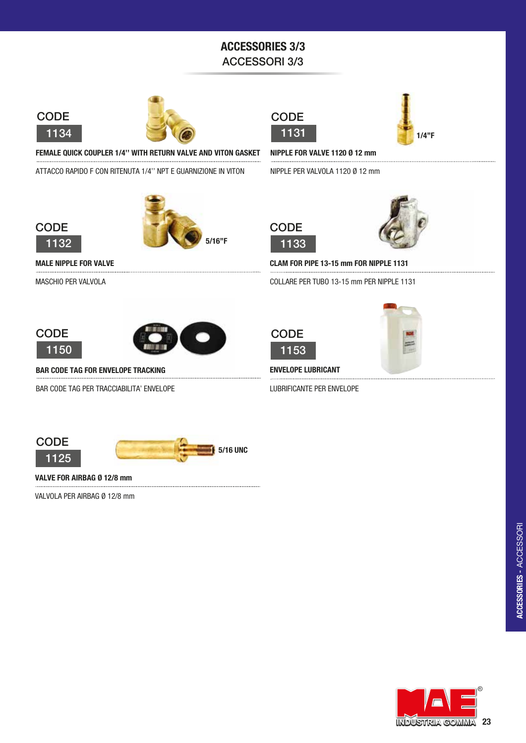# ACCESSORIES 3/3
## ACCESSORI 3/3

CODE
**1134**

**FEMALE QUICK COUPLER 1/4'' WITH RETURN VALVE AND VITON GASKET**

ATTACCO RAPIDO F CON RITENUTA 1/4'' NPT E GUARNIZIONE IN VITON

CODE
**1131**

1/4"F

**NIPPLE FOR VALVE 1120 Ø 12 mm**

NIPPLE PER VALVOLA 1120 Ø 12 mm

CODE
**1132**

5/16"F

**MALE NIPPLE FOR VALVE**

MASCHIO PER VALVOLA

CODE
**1133**

**CLAM FOR PIPE 13-15 mm FOR NIPPLE 1131**

COLLARE PER TUBO 13-15 mm PER NIPPLE 1131

CODE
**1150**

**BAR CODE TAG FOR ENVELOPE TRACKING**

BAR CODE TAG PER TRACCIABILITA' ENVELOPE

CODE
**1153**

**ENVELOPE LUBRICANT**

LUBRIFICANTE PER ENVELOPE

CODE
**1125**

5/16 UNC

**VALVE FOR AIRBAG Ø 12/8 mm**

VALVOLA PER AIRBAG Ø 12/8 mm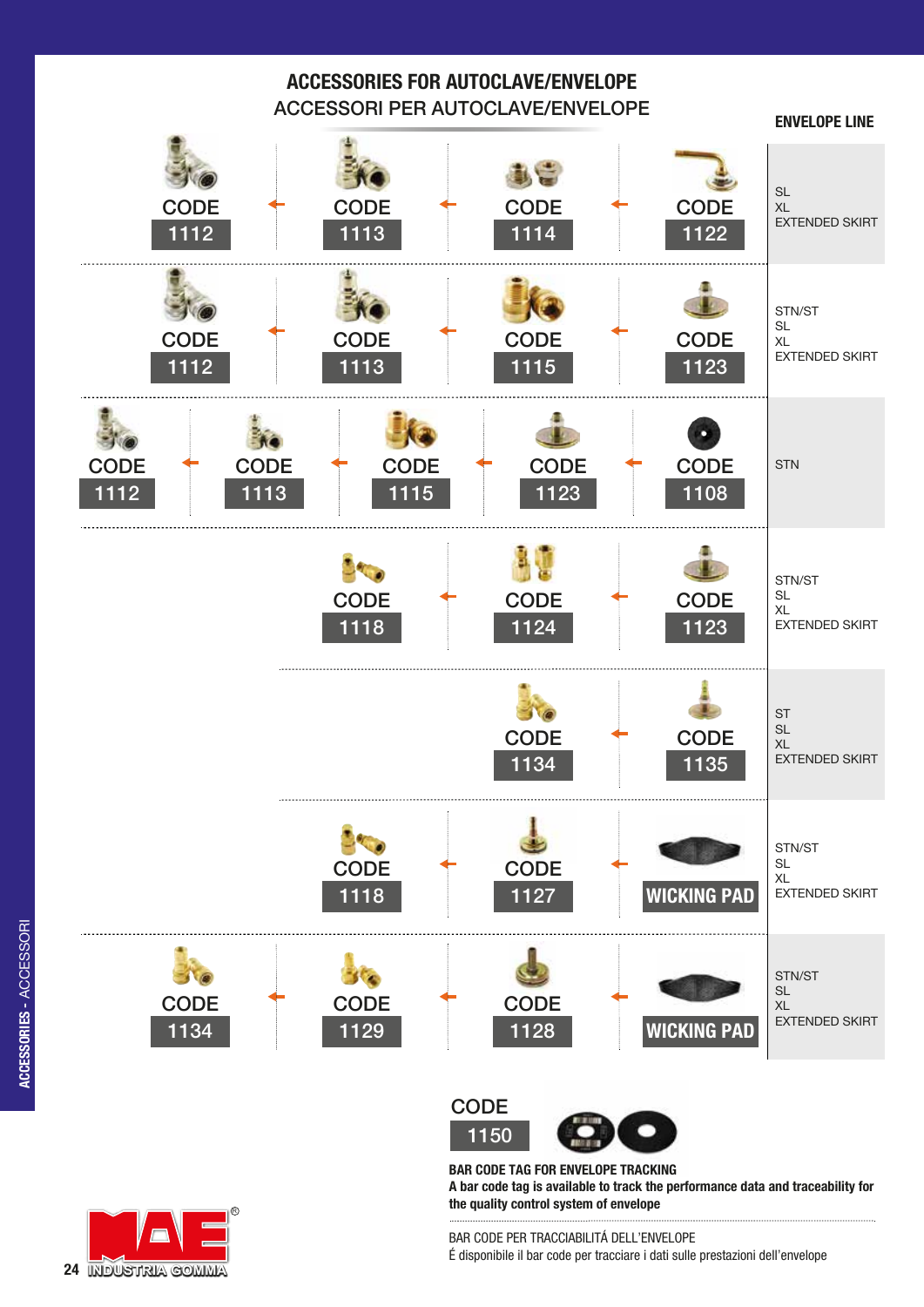## ACCESSORIES FOR AUTOCLAVE/ENVELOPE

ACCESSORI PER AUTOCLAVE/ENVELOPE

| | | | | | ENVELOPE LINE |
|---|---|---|---|---|---|
| | CODE 1112 ← | CODE 1113 ← | CODE 1114 ← | CODE 1122 | SL<br>XL<br>EXTENDED SKIRT |
| | CODE 1112 ← | CODE 1113 ← | CODE 1115 ← | CODE 1123 | STN/ST<br>SL<br>XL<br>EXTENDED SKIRT |
| CODE 1112 ← | CODE 1113 ← | CODE 1115 ← | CODE 1123 ← | CODE 1108 | STN |
| | | CODE 1118 ← | CODE 1124 ← | CODE 1123 | STN/ST<br>SL<br>XL<br>EXTENDED SKIRT |
| | | | CODE 1134 ← | CODE 1135 | ST<br>SL<br>XL<br>EXTENDED SKIRT |
| | | CODE 1118 ← | CODE 1127 ← | WICKING PAD | STN/ST<br>SL<br>XL<br>EXTENDED SKIRT |
| | CODE 1134 ← | CODE 1129 ← | CODE 1128 ← | WICKING PAD | STN/ST<br>SL<br>XL<br>EXTENDED SKIRT |

CODE 1150

**BAR CODE TAG FOR ENVELOPE TRACKING**

**A bar code tag is available to track the performance data and traceability for the quality control system of envelope**

BAR CODE PER TRACCIABILITÁ DELL'ENVELOPE

É disponibile il bar code per tracciare i dati sulle prestazioni dell'envelope

MAE® INDUSTRIA GOMMA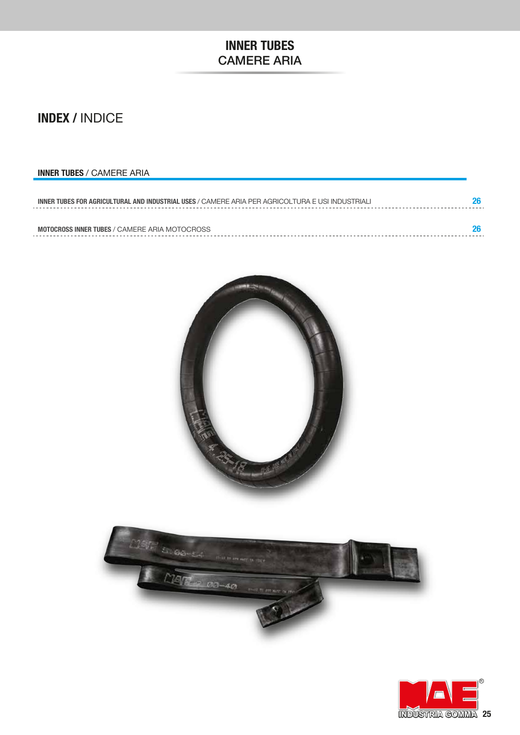# **INNER TUBES**
## CAMERE ARIA

## **INDEX /** INDICE

### **INNER TUBES** / CAMERE ARIA

| | |
|---|---|
| **INNER TUBES FOR AGRICULTURAL AND INDUSTRIAL USES** / CAMERE ARIA PER AGRICOLTURA E USI INDUSTRIALI | **26** |
| **MOTOCROSS INNER TUBES** / CAMERE ARIA MOTOCROSS | **26** |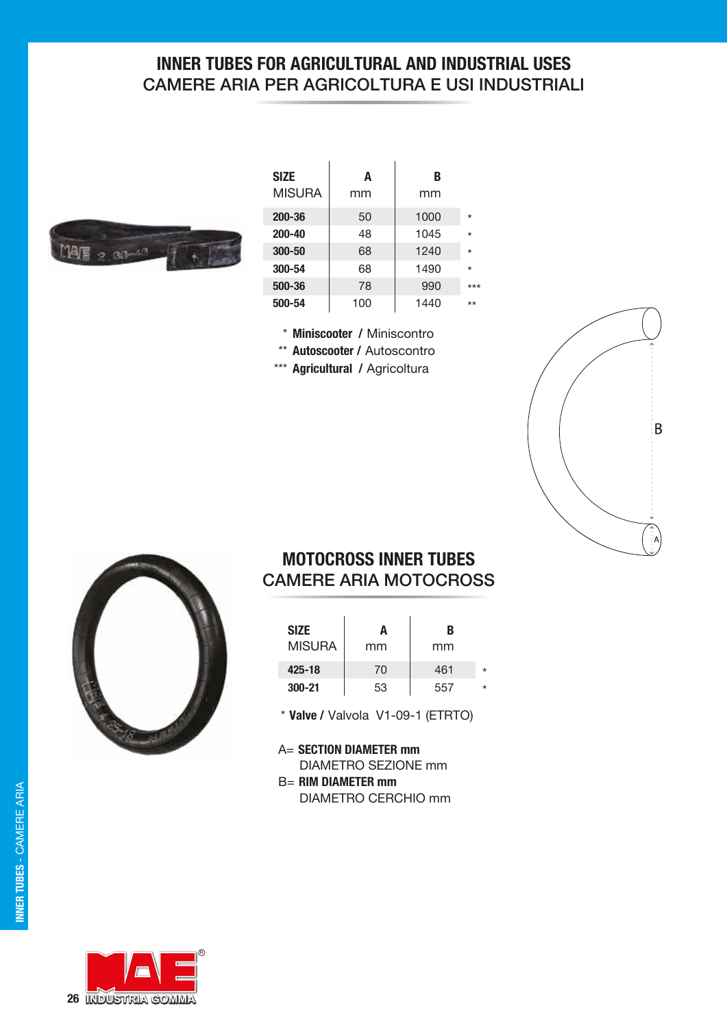# INNER TUBES FOR AGRICULTURAL AND INDUSTRIAL USES
## CAMERE ARIA PER AGRICOLTURA E USI INDUSTRIALI

| SIZE MISURA | A mm | B mm | |
|---|---|---|---|
| **200-36** | 50 | 1000 | * |
| **200-40** | 48 | 1045 | * |
| **300-50** | 68 | 1240 | * |
| **300-54** | 68 | 1490 | * |
| **500-36** | 78 | 990 | *** |
| **500-54** | 100 | 1440 | ** |

\* **Miniscooter** / Miniscontro
** **Autoscooter** / Autoscontro
*** **Agricultural** / Agricoltura

# MOTOCROSS INNER TUBES
## CAMERE ARIA MOTOCROSS

| SIZE MISURA | A mm | B mm | |
|---|---|---|---|
| **425-18** | 70 | 461 | * |
| **300-21** | 53 | 557 | * |

\* **Valve** / Valvola V1-09-1 (ETRTO)

A= **SECTION DIAMETER mm**
DIAMETRO SEZIONE mm

B= **RIM DIAMETER mm**
DIAMETRO CERCHIO mm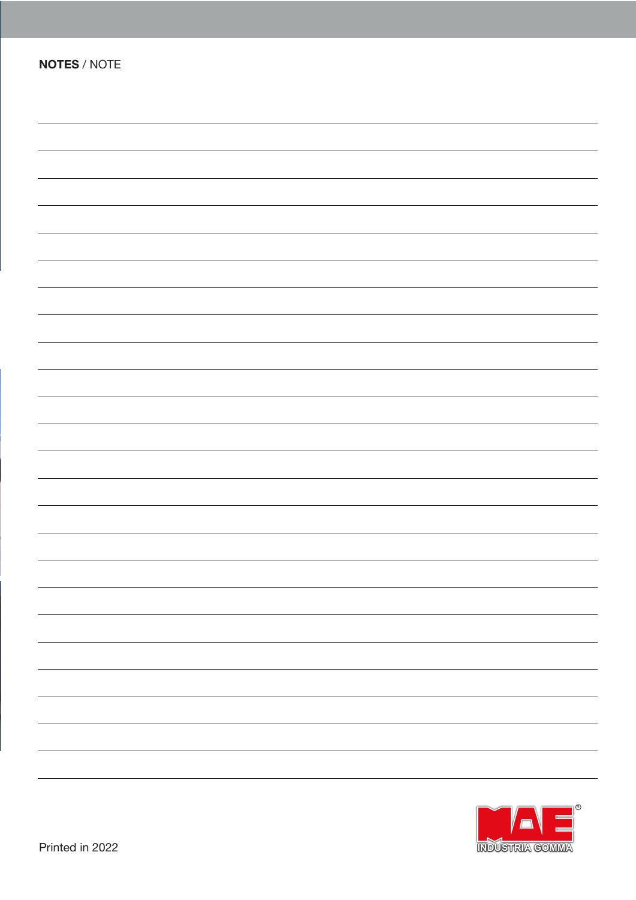**NOTES** / NOTE

Printed in 2022

MAE INDUSTRIA GOMMA®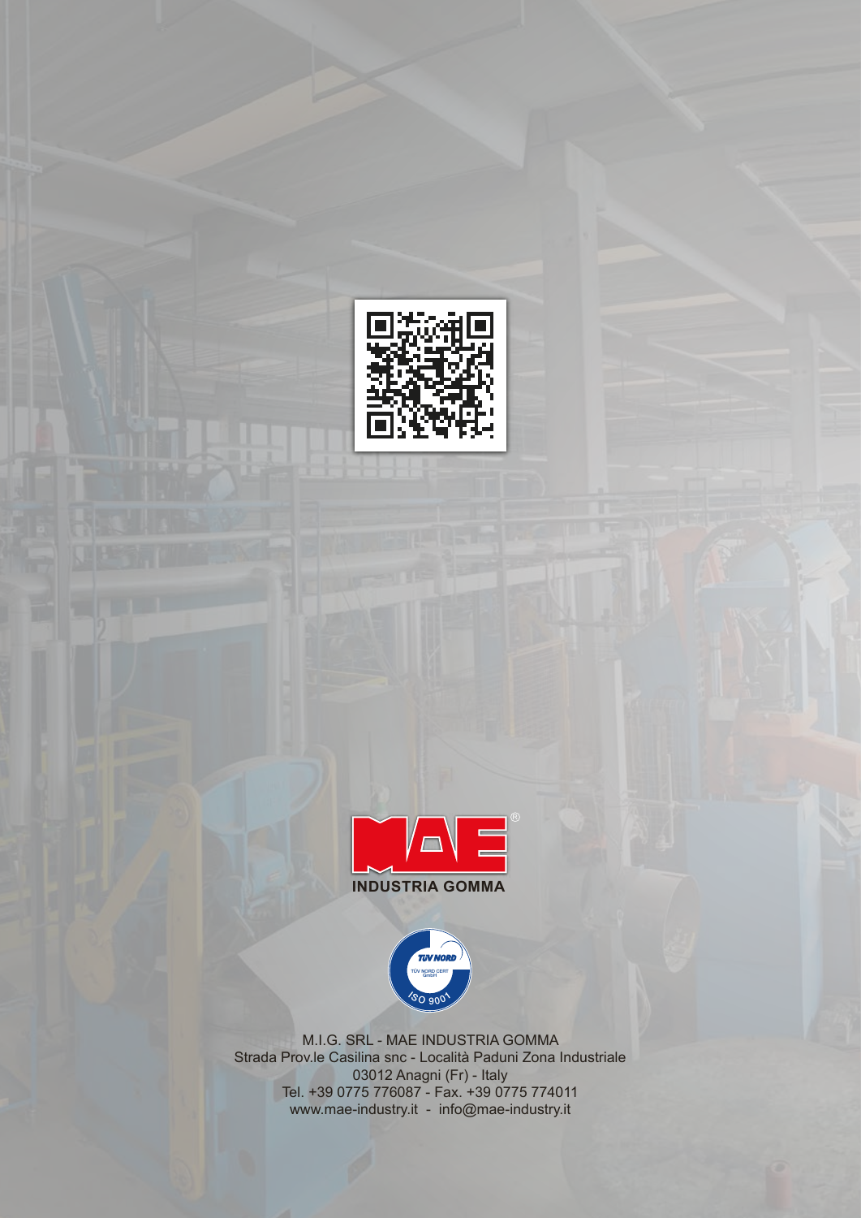INDUSTRIA GOMMA

M.I.G. SRL - MAE INDUSTRIA GOMMA
Strada Prov.le Casilina snc - Località Paduni Zona Industriale
03012 Anagni (Fr) - Italy
Tel. +39 0775 776087 - Fax. +39 0775 774011
www.mae-industry.it - info@mae-industry.it